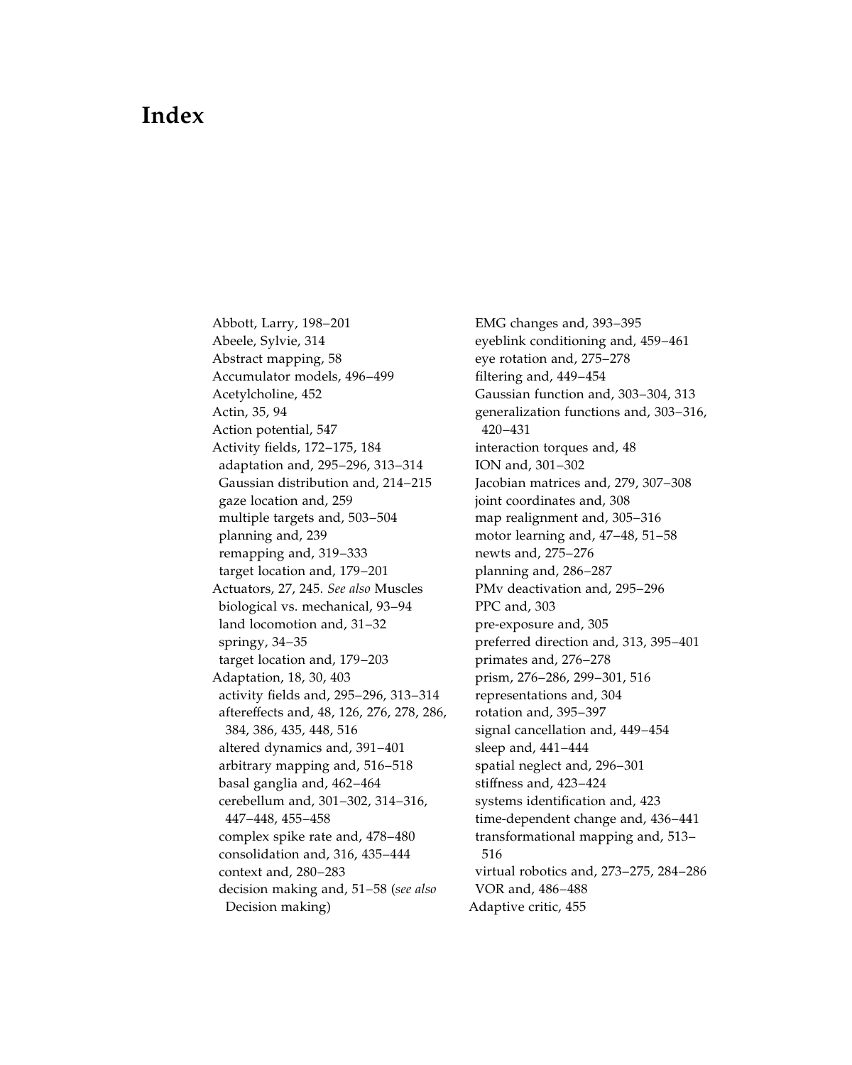# Index

Abbott, Larry, 198–201
Abeele, Sylvie, 314
Abstract mapping, 58
Accumulator models, 496–499
Acetylcholine, 452
Actin, 35, 94
Action potential, 547
Activity fields, 172–175, 184
  adaptation and, 295–296, 313–314
  Gaussian distribution and, 214–215
  gaze location and, 259
  multiple targets and, 503–504
  planning and, 239
  remapping and, 319–333
  target location and, 179–201
Actuators, 27, 245. *See also* Muscles
  biological vs. mechanical, 93–94
  land locomotion and, 31–32
  springy, 34–35
  target location and, 179–203
Adaptation, 18, 30, 403
  activity fields and, 295–296, 313–314
  aftereffects and, 48, 126, 276, 278, 286, 384, 386, 435, 448, 516
  altered dynamics and, 391–401
  arbitrary mapping and, 516–518
  basal ganglia and, 462–464
  cerebellum and, 301–302, 314–316, 447–448, 455–458
  complex spike rate and, 478–480
  consolidation and, 316, 435–444
  context and, 280–283
  decision making and, 51–58 (*see also* Decision making)
  EMG changes and, 393–395
  eyeblink conditioning and, 459–461
  eye rotation and, 275–278
  filtering and, 449–454
  Gaussian function and, 303–304, 313
  generalization functions and, 303–316, 420–431
  interaction torques and, 48
  ION and, 301–302
  Jacobian matrices and, 279, 307–308
  joint coordinates and, 308
  map realignment and, 305–316
  motor learning and, 47–48, 51–58
  newts and, 275–276
  planning and, 286–287
  PMv deactivation and, 295–296
  PPC and, 303
  pre-exposure and, 305
  preferred direction and, 313, 395–401
  primates and, 276–278
  prism, 276–286, 299–301, 516
  representations and, 304
  rotation and, 395–397
  signal cancellation and, 449–454
  sleep and, 441–444
  spatial neglect and, 296–301
  stiffness and, 423–424
  systems identification and, 423
  time-dependent change and, 436–441
  transformational mapping and, 513–516
  virtual robotics and, 273–275, 284–286
  VOR and, 486–488
Adaptive critic, 455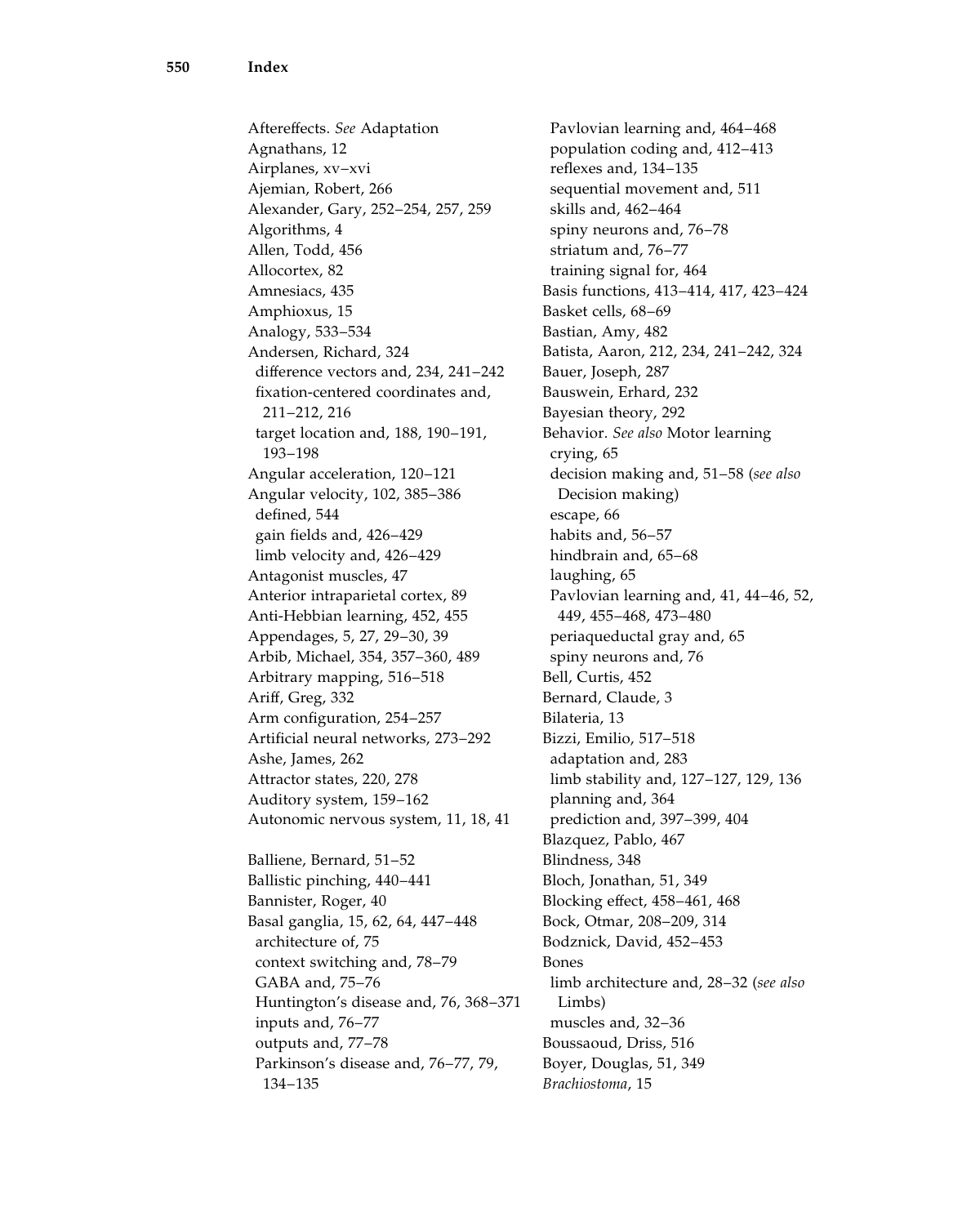Aftereffects. *See* Adaptation
Agnathans, 12
Airplanes, xv–xvi
Ajemian, Robert, 266
Alexander, Gary, 252–254, 257, 259
Algorithms, 4
Allen, Todd, 456
Allocortex, 82
Amnesiacs, 435
Amphioxus, 15
Analogy, 533–534
Andersen, Richard, 324
  difference vectors and, 234, 241–242
  fixation-centered coordinates and, 211–212, 216
  target location and, 188, 190–191, 193–198
Angular acceleration, 120–121
Angular velocity, 102, 385–386
  defined, 544
  gain fields and, 426–429
  limb velocity and, 426–429
Antagonist muscles, 47
Anterior intraparietal cortex, 89
Anti-Hebbian learning, 452, 455
Appendages, 5, 27, 29–30, 39
Arbib, Michael, 354, 357–360, 489
Arbitrary mapping, 516–518
Ariff, Greg, 332
Arm configuration, 254–257
Artificial neural networks, 273–292
Ashe, James, 262
Attractor states, 220, 278
Auditory system, 159–162
Autonomic nervous system, 11, 18, 41

Balliene, Bernard, 51–52
Ballistic pinching, 440–441
Bannister, Roger, 40
Basal ganglia, 15, 62, 64, 447–448
  architecture of, 75
  context switching and, 78–79
  GABA and, 75–76
  Huntington's disease and, 76, 368–371
  inputs and, 76–77
  outputs and, 77–78
  Parkinson's disease and, 76–77, 79, 134–135
  Pavlovian learning and, 464–468
  population coding and, 412–413
  reflexes and, 134–135
  sequential movement and, 511
  skills and, 462–464
  spiny neurons and, 76–78
  striatum and, 76–77
  training signal for, 464
Basis functions, 413–414, 417, 423–424
Basket cells, 68–69
Bastian, Amy, 482
Batista, Aaron, 212, 234, 241–242, 324
Bauer, Joseph, 287
Bauswein, Erhard, 232
Bayesian theory, 292
Behavior. *See also* Motor learning
  crying, 65
  decision making and, 51–58 (*see also* Decision making)
  escape, 66
  habits and, 56–57
  hindbrain and, 65–68
  laughing, 65
  Pavlovian learning and, 41, 44–46, 52, 449, 455–468, 473–480
  periaqueductal gray and, 65
  spiny neurons and, 76
Bell, Curtis, 452
Bernard, Claude, 3
Bilateria, 13
Bizzi, Emilio, 517–518
  adaptation and, 283
  limb stability and, 127–127, 129, 136
  planning and, 364
  prediction and, 397–399, 404
Blazquez, Pablo, 467
Blindness, 348
Bloch, Jonathan, 51, 349
Blocking effect, 458–461, 468
Bock, Otmar, 208–209, 314
Bodznick, David, 452–453
Bones
  limb architecture and, 28–32 (*see also* Limbs)
  muscles and, 32–36
Boussaoud, Driss, 516
Boyer, Douglas, 51, 349
*Brachiostoma*, 15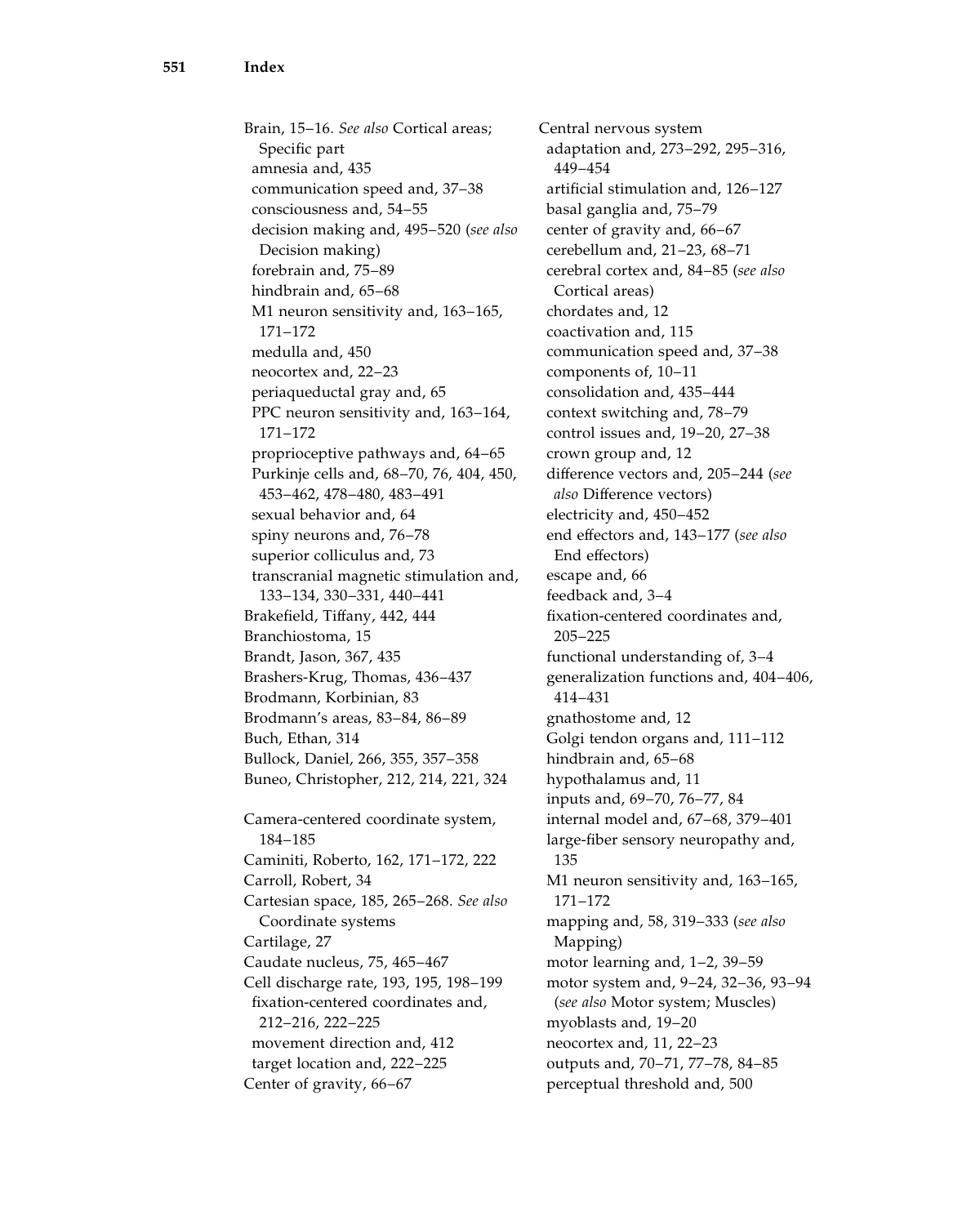Brain, 15–16. *See also* Cortical areas; Specific part
- amnesia and, 435
- communication speed and, 37–38
- consciousness and, 54–55
- decision making and, 495–520 (*see also* Decision making)
- forebrain and, 75–89
- hindbrain and, 65–68
- M1 neuron sensitivity and, 163–165, 171–172
- medulla and, 450
- neocortex and, 22–23
- periaqueductal gray and, 65
- PPC neuron sensitivity and, 163–164, 171–172
- proprioceptive pathways and, 64–65
- Purkinje cells and, 68–70, 76, 404, 450, 453–462, 478–480, 483–491
- sexual behavior and, 64
- spiny neurons and, 76–78
- superior colliculus and, 73
- transcranial magnetic stimulation and, 133–134, 330–331, 440–441

Brakefield, Tiffany, 442, 444
Branchiostoma, 15
Brandt, Jason, 367, 435
Brashers-Krug, Thomas, 436–437
Brodmann, Korbinian, 83
Brodmann's areas, 83–84, 86–89
Buch, Ethan, 314
Bullock, Daniel, 266, 355, 357–358
Buneo, Christopher, 212, 214, 221, 324

Camera-centered coordinate system, 184–185
Caminiti, Roberto, 162, 171–172, 222
Carroll, Robert, 34
Cartesian space, 185, 265–268. *See also* Coordinate systems
Cartilage, 27
Caudate nucleus, 75, 465–467
Cell discharge rate, 193, 195, 198–199
- fixation-centered coordinates and, 212–216, 222–225
- movement direction and, 412
- target location and, 222–225

Center of gravity, 66–67

Central nervous system
- adaptation and, 273–292, 295–316, 449–454
- artificial stimulation and, 126–127
- basal ganglia and, 75–79
- center of gravity and, 66–67
- cerebellum and, 21–23, 68–71
- cerebral cortex and, 84–85 (*see also* Cortical areas)
- chordates and, 12
- coactivation and, 115
- communication speed and, 37–38
- components of, 10–11
- consolidation and, 435–444
- context switching and, 78–79
- control issues and, 19–20, 27–38
- crown group and, 12
- difference vectors and, 205–244 (*see also* Difference vectors)
- electricity and, 450–452
- end effectors and, 143–177 (*see also* End effectors)
- escape and, 66
- feedback and, 3–4
- fixation-centered coordinates and, 205–225
- functional understanding of, 3–4
- generalization functions and, 404–406, 414–431
- gnathostome and, 12
- Golgi tendon organs and, 111–112
- hindbrain and, 65–68
- hypothalamus and, 11
- inputs and, 69–70, 76–77, 84
- internal model and, 67–68, 379–401
- large-fiber sensory neuropathy and, 135
- M1 neuron sensitivity and, 163–165, 171–172
- mapping and, 58, 319–333 (*see also* Mapping)
- motor learning and, 1–2, 39–59
- motor system and, 9–24, 32–36, 93–94 (*see also* Motor system; Muscles)
- myoblasts and, 19–20
- neocortex and, 11, 22–23
- outputs and, 70–71, 77–78, 84–85
- perceptual threshold and, 500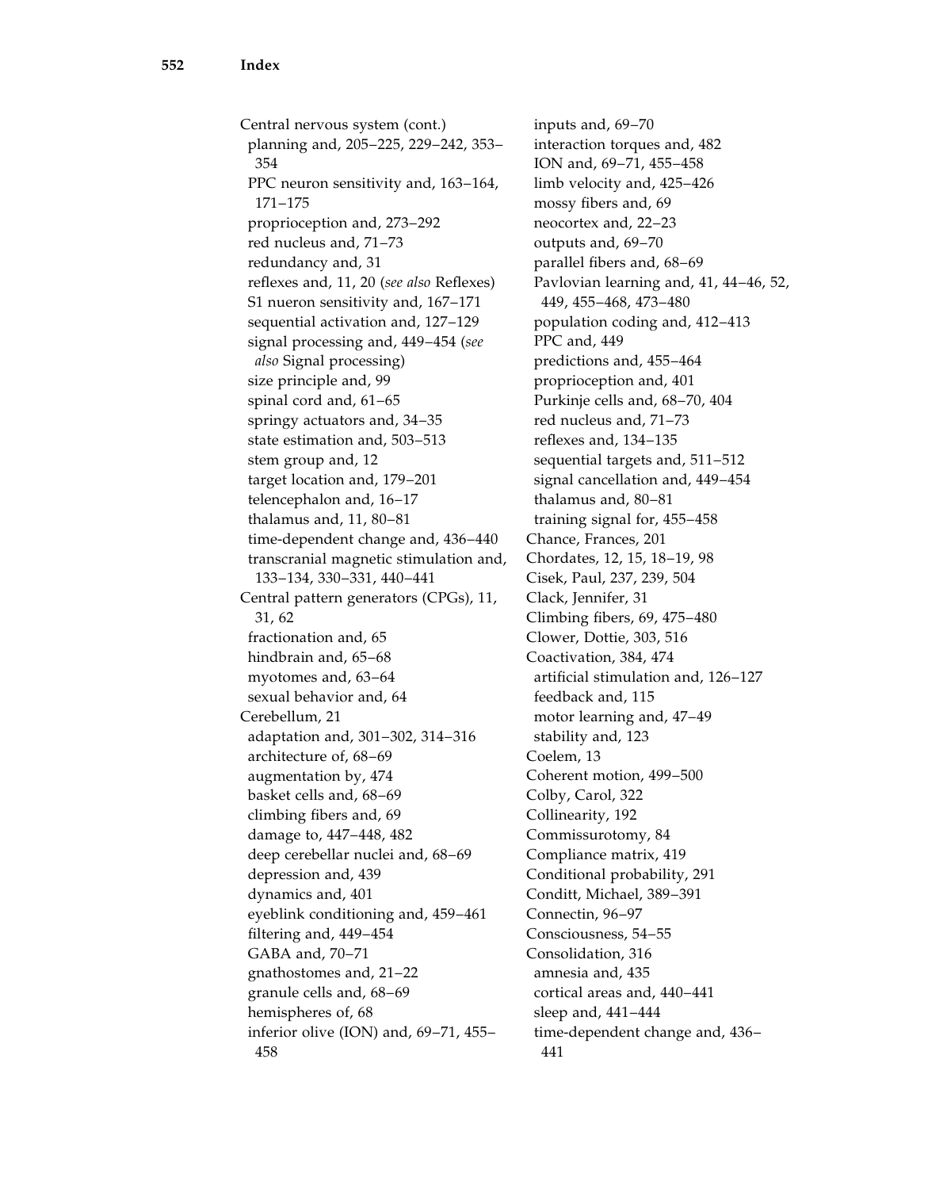Central nervous system (cont.)
  planning and, 205–225, 229–242, 353–354
  PPC neuron sensitivity and, 163–164, 171–175
  proprioception and, 273–292
  red nucleus and, 71–73
  redundancy and, 31
  reflexes and, 11, 20 (*see also* Reflexes)
  S1 nueron sensitivity and, 167–171
  sequential activation and, 127–129
  signal processing and, 449–454 (*see also* Signal processing)
  size principle and, 99
  spinal cord and, 61–65
  springy actuators and, 34–35
  state estimation and, 503–513
  stem group and, 12
  target location and, 179–201
  telencephalon and, 16–17
  thalamus and, 11, 80–81
  time-dependent change and, 436–440
  transcranial magnetic stimulation and, 133–134, 330–331, 440–441
Central pattern generators (CPGs), 11, 31, 62
  fractionation and, 65
  hindbrain and, 65–68
  myotomes and, 63–64
  sexual behavior and, 64
Cerebellum, 21
  adaptation and, 301–302, 314–316
  architecture of, 68–69
  augmentation by, 474
  basket cells and, 68–69
  climbing fibers and, 69
  damage to, 447–448, 482
  deep cerebellar nuclei and, 68–69
  depression and, 439
  dynamics and, 401
  eyeblink conditioning and, 459–461
  filtering and, 449–454
  GABA and, 70–71
  gnathostomes and, 21–22
  granule cells and, 68–69
  hemispheres of, 68
  inferior olive (ION) and, 69–71, 455–458
  inputs and, 69–70
  interaction torques and, 482
  ION and, 69–71, 455–458
  limb velocity and, 425–426
  mossy fibers and, 69
  neocortex and, 22–23
  outputs and, 69–70
  parallel fibers and, 68–69
  Pavlovian learning and, 41, 44–46, 52, 449, 455–468, 473–480
  population coding and, 412–413
  PPC and, 449
  predictions and, 455–464
  proprioception and, 401
  Purkinje cells and, 68–70, 404
  red nucleus and, 71–73
  reflexes and, 134–135
  sequential targets and, 511–512
  signal cancellation and, 449–454
  thalamus and, 80–81
  training signal for, 455–458
Chance, Frances, 201
Chordates, 12, 15, 18–19, 98
Cisek, Paul, 237, 239, 504
Clack, Jennifer, 31
Climbing fibers, 69, 475–480
Clower, Dottie, 303, 516
Coactivation, 384, 474
  artificial stimulation and, 126–127
  feedback and, 115
  motor learning and, 47–49
  stability and, 123
Coelem, 13
Coherent motion, 499–500
Colby, Carol, 322
Collinearity, 192
Commissurotomy, 84
Compliance matrix, 419
Conditional probability, 291
Conditt, Michael, 389–391
Connectin, 96–97
Consciousness, 54–55
Consolidation, 316
  amnesia and, 435
  cortical areas and, 440–441
  sleep and, 441–444
  time-dependent change and, 436–441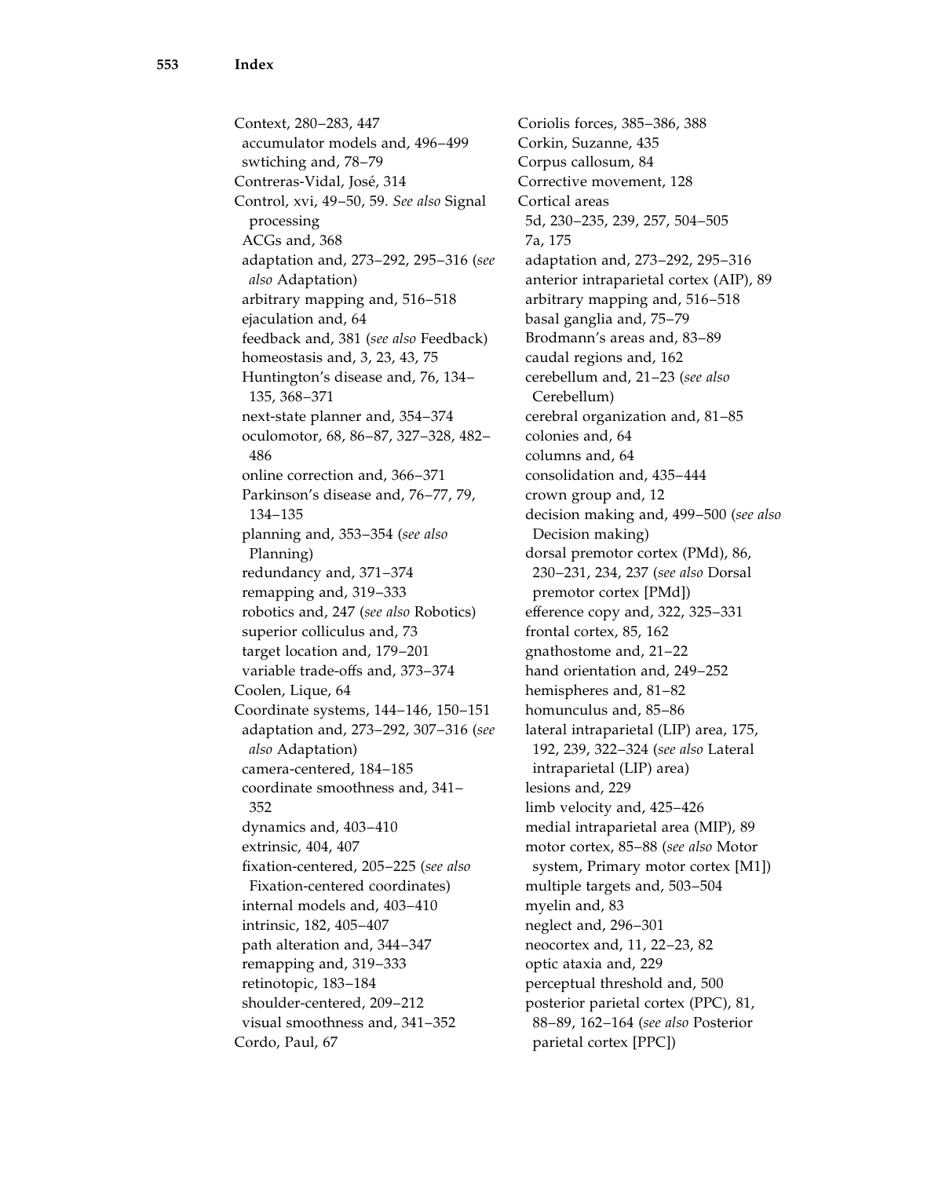Context, 280–283, 447
  accumulator models and, 496–499
  swtiching and, 78–79
Contreras-Vidal, José, 314
Control, xvi, 49–50, 59. *See also* Signal processing
  ACGs and, 368
  adaptation and, 273–292, 295–316 (*see also* Adaptation)
  arbitrary mapping and, 516–518
  ejaculation and, 64
  feedback and, 381 (*see also* Feedback)
  homeostasis and, 3, 23, 43, 75
  Huntington's disease and, 76, 134–135, 368–371
  next-state planner and, 354–374
  oculomotor, 68, 86–87, 327–328, 482–486
  online correction and, 366–371
  Parkinson's disease and, 76–77, 79, 134–135
  planning and, 353–354 (*see also* Planning)
  redundancy and, 371–374
  remapping and, 319–333
  robotics and, 247 (*see also* Robotics)
  superior colliculus and, 73
  target location and, 179–201
  variable trade-offs and, 373–374
Coolen, Lique, 64
Coordinate systems, 144–146, 150–151
  adaptation and, 273–292, 307–316 (*see also* Adaptation)
  camera-centered, 184–185
  coordinate smoothness and, 341–352
  dynamics and, 403–410
  extrinsic, 404, 407
  fixation-centered, 205–225 (*see also* Fixation-centered coordinates)
  internal models and, 403–410
  intrinsic, 182, 405–407
  path alteration and, 344–347
  remapping and, 319–333
  retinotopic, 183–184
  shoulder-centered, 209–212
  visual smoothness and, 341–352
Cordo, Paul, 67
Coriolis forces, 385–386, 388
Corkin, Suzanne, 435
Corpus callosum, 84
Corrective movement, 128
Cortical areas
  5d, 230–235, 239, 257, 504–505
  7a, 175
  adaptation and, 273–292, 295–316
  anterior intraparietal cortex (AIP), 89
  arbitrary mapping and, 516–518
  basal ganglia and, 75–79
  Brodmann's areas and, 83–89
  caudal regions and, 162
  cerebellum and, 21–23 (*see also* Cerebellum)
  cerebral organization and, 81–85
  colonies and, 64
  columns and, 64
  consolidation and, 435–444
  crown group and, 12
  decision making and, 499–500 (*see also* Decision making)
  dorsal premotor cortex (PMd), 86, 230–231, 234, 237 (*see also* Dorsal premotor cortex [PMd])
  efference copy and, 322, 325–331
  frontal cortex, 85, 162
  gnathostome and, 21–22
  hand orientation and, 249–252
  hemispheres and, 81–82
  homunculus and, 85–86
  lateral intraparietal (LIP) area, 175, 192, 239, 322–324 (*see also* Lateral intraparietal (LIP) area)
  lesions and, 229
  limb velocity and, 425–426
  medial intraparietal area (MIP), 89
  motor cortex, 85–88 (*see also* Motor system, Primary motor cortex [M1])
  multiple targets and, 503–504
  myelin and, 83
  neglect and, 296–301
  neocortex and, 11, 22–23, 82
  optic ataxia and, 229
  perceptual threshold and, 500
  posterior parietal cortex (PPC), 81, 88–89, 162–164 (*see also* Posterior parietal cortex [PPC])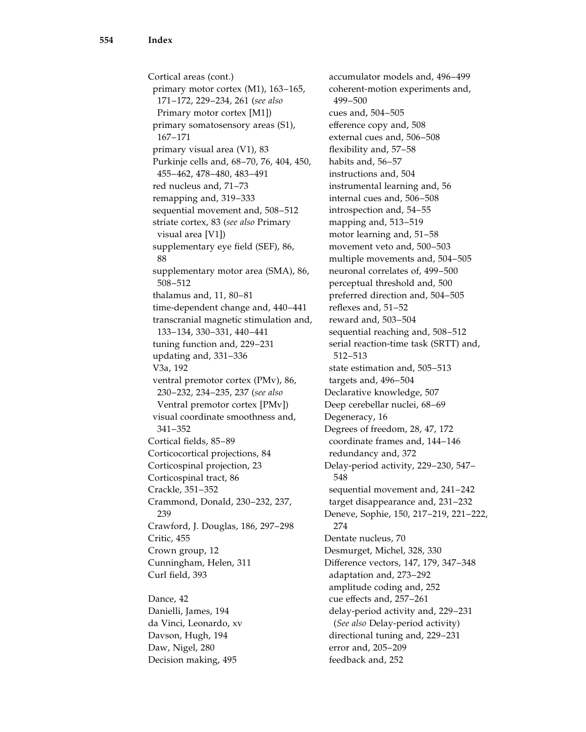Cortical areas (cont.)
- primary motor cortex (M1), 163–165, 171–172, 229–234, 261 (*see also* Primary motor cortex [M1])
- primary somatosensory areas (S1), 167–171
- primary visual area (V1), 83
- Purkinje cells and, 68–70, 76, 404, 450, 455–462, 478–480, 483–491
- red nucleus and, 71–73
- remapping and, 319–333
- sequential movement and, 508–512
- striate cortex, 83 (*see also* Primary visual area [V1])
- supplementary eye field (SEF), 86, 88
- supplementary motor area (SMA), 86, 508–512
- thalamus and, 11, 80–81
- time-dependent change and, 440–441
- transcranial magnetic stimulation and, 133–134, 330–331, 440–441
- tuning function and, 229–231
- updating and, 331–336
- V3a, 192
- ventral premotor cortex (PMv), 86, 230–232, 234–235, 237 (*see also* Ventral premotor cortex [PMv])
- visual coordinate smoothness and, 341–352

Cortical fields, 85–89
Corticocortical projections, 84
Corticospinal projection, 23
Corticospinal tract, 86
Crackle, 351–352
Crammond, Donald, 230–232, 237, 239
Crawford, J. Douglas, 186, 297–298
Critic, 455
Crown group, 12
Cunningham, Helen, 311
Curl field, 393

Dance, 42
Danielli, James, 194
da Vinci, Leonardo, xv
Davson, Hugh, 194
Daw, Nigel, 280
Decision making, 495
- accumulator models and, 496–499
- coherent-motion experiments and, 499–500
- cues and, 504–505
- efference copy and, 508
- external cues and, 506–508
- flexibility and, 57–58
- habits and, 56–57
- instructions and, 504
- instrumental learning and, 56
- internal cues and, 506–508
- introspection and, 54–55
- mapping and, 513–519
- motor learning and, 51–58
- movement veto and, 500–503
- multiple movements and, 504–505
- neuronal correlates of, 499–500
- perceptual threshold and, 500
- preferred direction and, 504–505
- reflexes and, 51–52
- reward and, 503–504
- sequential reaching and, 508–512
- serial reaction-time task (SRTT) and, 512–513
- state estimation and, 505–513
- targets and, 496–504

Declarative knowledge, 507
Deep cerebellar nuclei, 68–69
Degeneracy, 16
Degrees of freedom, 28, 47, 172
- coordinate frames and, 144–146
- redundancy and, 372

Delay-period activity, 229–230, 547–548
- sequential movement and, 241–242
- target disappearance and, 231–232

Deneve, Sophie, 150, 217–219, 221–222, 274
Dentate nucleus, 70
Desmurget, Michel, 328, 330
Difference vectors, 147, 179, 347–348
- adaptation and, 273–292
- amplitude coding and, 252
- cue effects and, 257–261
- delay-period activity and, 229–231 (*See also* Delay-period activity)
- directional tuning and, 229–231
- error and, 205–209
- feedback and, 252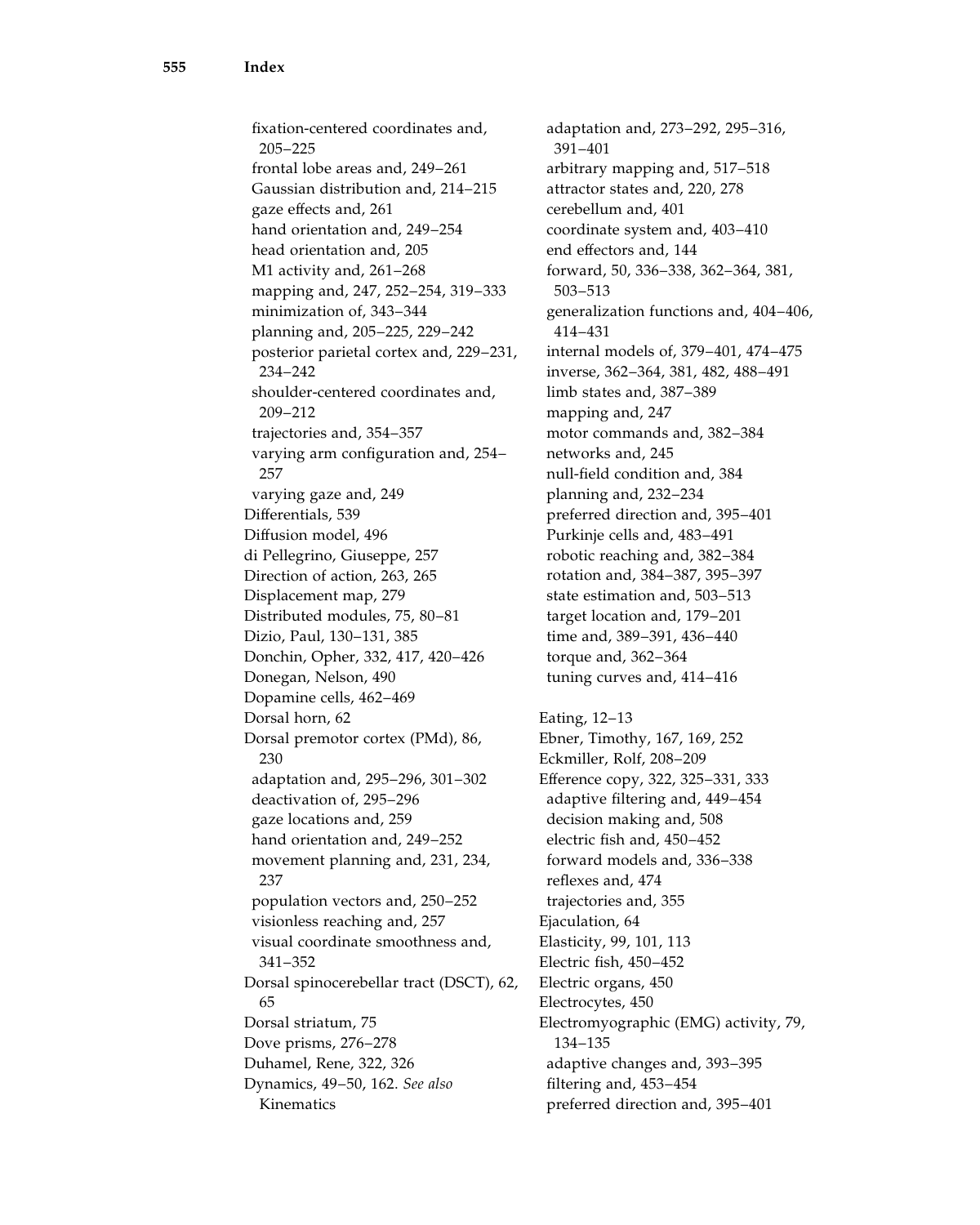fixation-centered coordinates and, 205–225
  frontal lobe areas and, 249–261
  Gaussian distribution and, 214–215
  gaze effects and, 261
  hand orientation and, 249–254
  head orientation and, 205
  M1 activity and, 261–268
  mapping and, 247, 252–254, 319–333
  minimization of, 343–344
  planning and, 205–225, 229–242
  posterior parietal cortex and, 229–231, 234–242
  shoulder-centered coordinates and, 209–212
  trajectories and, 354–357
  varying arm configuration and, 254–257
  varying gaze and, 249

Differentials, 539
Diffusion model, 496
di Pellegrino, Giuseppe, 257
Direction of action, 263, 265
Displacement map, 279
Distributed modules, 75, 80–81
Dizio, Paul, 130–131, 385
Donchin, Opher, 332, 417, 420–426
Donegan, Nelson, 490
Dopamine cells, 462–469
Dorsal horn, 62
Dorsal premotor cortex (PMd), 86, 230
  adaptation and, 295–296, 301–302
  deactivation of, 295–296
  gaze locations and, 259
  hand orientation and, 249–252
  movement planning and, 231, 234, 237
  population vectors and, 250–252
  visionless reaching and, 257
  visual coordinate smoothness and, 341–352
Dorsal spinocerebellar tract (DSCT), 62, 65
Dorsal striatum, 75
Dove prisms, 276–278
Duhamel, Rene, 322, 326
Dynamics, 49–50, 162. *See also* Kinematics
  adaptation and, 273–292, 295–316, 391–401
  arbitrary mapping and, 517–518
  attractor states and, 220, 278
  cerebellum and, 401
  coordinate system and, 403–410
  end effectors and, 144
  forward, 50, 336–338, 362–364, 381, 503–513
  generalization functions and, 404–406, 414–431
  internal models of, 379–401, 474–475
  inverse, 362–364, 381, 482, 488–491
  limb states and, 387–389
  mapping and, 247
  motor commands and, 382–384
  networks and, 245
  null-field condition and, 384
  planning and, 232–234
  preferred direction and, 395–401
  Purkinje cells and, 483–491
  robotic reaching and, 382–384
  rotation and, 384–387, 395–397
  state estimation and, 503–513
  target location and, 179–201
  time and, 389–391, 436–440
  torque and, 362–364
  tuning curves and, 414–416

Eating, 12–13
Ebner, Timothy, 167, 169, 252
Eckmiller, Rolf, 208–209
Efference copy, 322, 325–331, 333
  adaptive filtering and, 449–454
  decision making and, 508
  electric fish and, 450–452
  forward models and, 336–338
  reflexes and, 474
  trajectories and, 355
Ejaculation, 64
Elasticity, 99, 101, 113
Electric fish, 450–452
Electric organs, 450
Electrocytes, 450
Electromyographic (EMG) activity, 79, 134–135
  adaptive changes and, 393–395
  filtering and, 453–454
  preferred direction and, 395–401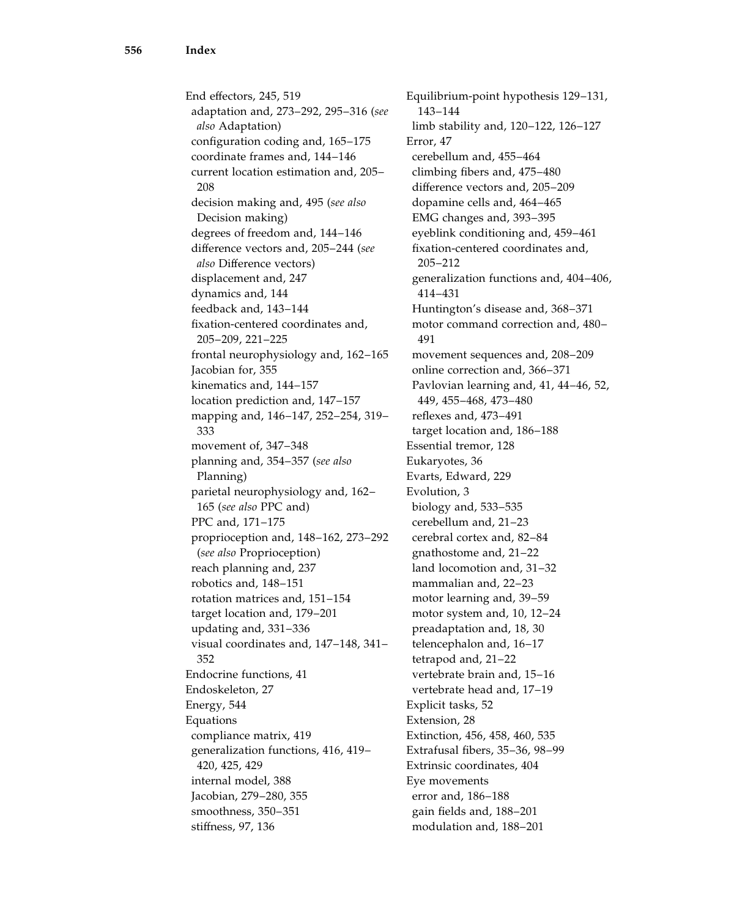End effectors, 245, 519
  adaptation and, 273–292, 295–316 (*see also* Adaptation)
  configuration coding and, 165–175
  coordinate frames and, 144–146
  current location estimation and, 205–208
  decision making and, 495 (*see also* Decision making)
  degrees of freedom and, 144–146
  difference vectors and, 205–244 (*see also* Difference vectors)
  displacement and, 247
  dynamics and, 144
  feedback and, 143–144
  fixation-centered coordinates and, 205–209, 221–225
  frontal neurophysiology and, 162–165
  Jacobian for, 355
  kinematics and, 144–157
  location prediction and, 147–157
  mapping and, 146–147, 252–254, 319–333
  movement of, 347–348
  planning and, 354–357 (*see also* Planning)
  parietal neurophysiology and, 162–165 (*see also* PPC and)
  PPC and, 171–175
  proprioception and, 148–162, 273–292 (*see also* Proprioception)
  reach planning and, 237
  robotics and, 148–151
  rotation matrices and, 151–154
  target location and, 179–201
  updating and, 331–336
  visual coordinates and, 147–148, 341–352
Endocrine functions, 41
Endoskeleton, 27
Energy, 544
Equations
  compliance matrix, 419
  generalization functions, 416, 419–420, 425, 429
  internal model, 388
  Jacobian, 279–280, 355
  smoothness, 350–351
  stiffness, 97, 136
Equilibrium-point hypothesis 129–131, 143–144
  limb stability and, 120–122, 126–127
Error, 47
  cerebellum and, 455–464
  climbing fibers and, 475–480
  difference vectors and, 205–209
  dopamine cells and, 464–465
  EMG changes and, 393–395
  eyeblink conditioning and, 459–461
  fixation-centered coordinates and, 205–212
  generalization functions and, 404–406, 414–431
  Huntington's disease and, 368–371
  motor command correction and, 480–491
  movement sequences and, 208–209
  online correction and, 366–371
  Pavlovian learning and, 41, 44–46, 52, 449, 455–468, 473–480
  reflexes and, 473–491
  target location and, 186–188
Essential tremor, 128
Eukaryotes, 36
Evarts, Edward, 229
Evolution, 3
  biology and, 533–535
  cerebellum and, 21–23
  cerebral cortex and, 82–84
  gnathostome and, 21–22
  land locomotion and, 31–32
  mammalian and, 22–23
  motor learning and, 39–59
  motor system and, 10, 12–24
  preadaptation and, 18, 30
  telencephalon and, 16–17
  tetrapod and, 21–22
  vertebrate brain and, 15–16
  vertebrate head and, 17–19
Explicit tasks, 52
Extension, 28
Extinction, 456, 458, 460, 535
Extrafusal fibers, 35–36, 98–99
Extrinsic coordinates, 404
Eye movements
  error and, 186–188
  gain fields and, 188–201
  modulation and, 188–201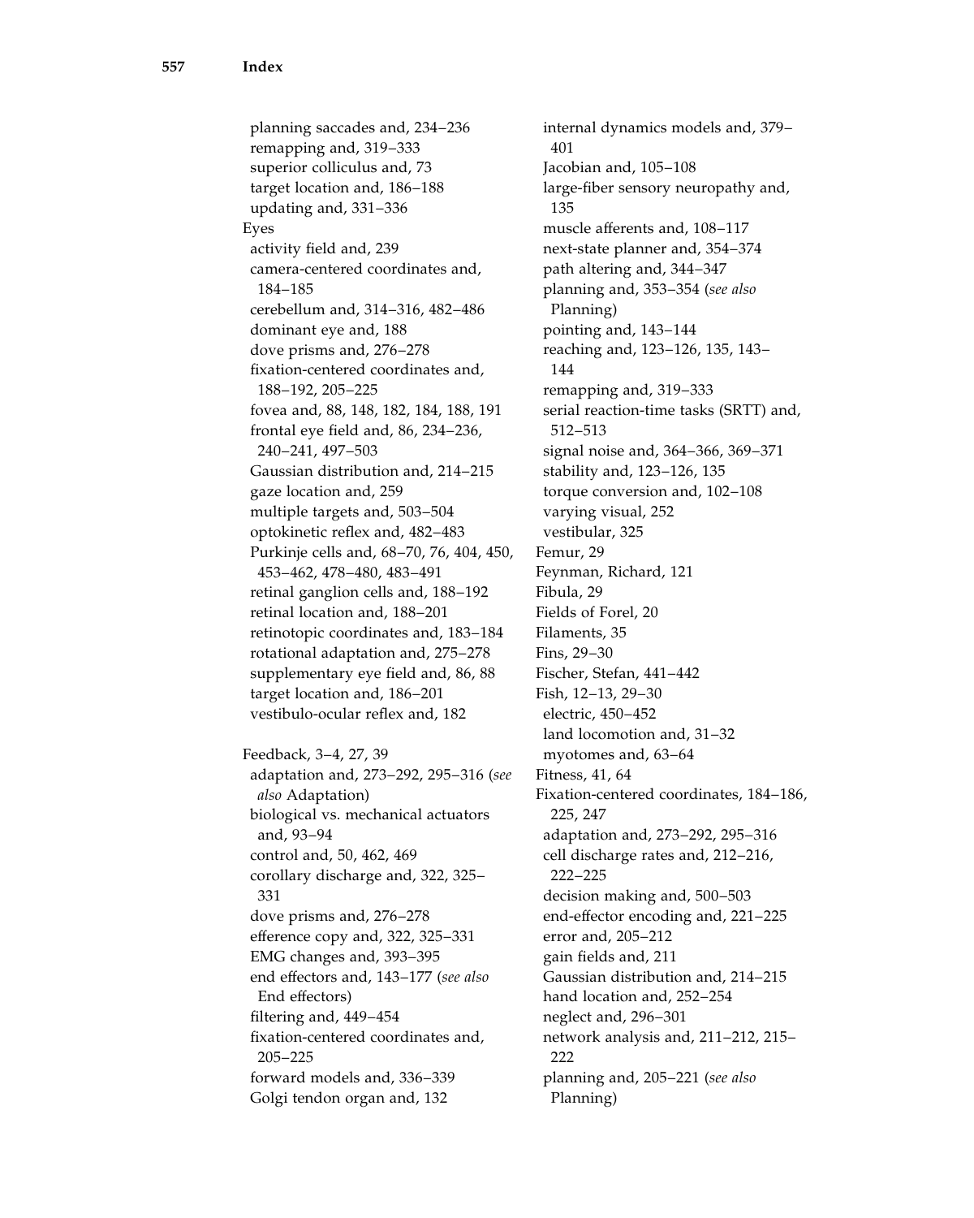planning saccades and, 234–236
remapping and, 319–333
superior colliculus and, 73
target location and, 186–188
updating and, 331–336

Eyes
- activity field and, 239
- camera-centered coordinates and, 184–185
- cerebellum and, 314–316, 482–486
- dominant eye and, 188
- dove prisms and, 276–278
- fixation-centered coordinates and, 188–192, 205–225
- fovea and, 88, 148, 182, 184, 188, 191
- frontal eye field and, 86, 234–236, 240–241, 497–503
- Gaussian distribution and, 214–215
- gaze location and, 259
- multiple targets and, 503–504
- optokinetic reflex and, 482–483
- Purkinje cells and, 68–70, 76, 404, 450, 453–462, 478–480, 483–491
- retinal ganglion cells and, 188–192
- retinal location and, 188–201
- retinotopic coordinates and, 183–184
- rotational adaptation and, 275–278
- supplementary eye field and, 86, 88
- target location and, 186–201
- vestibulo-ocular reflex and, 182

Feedback, 3–4, 27, 39
- adaptation and, 273–292, 295–316 (*see also* Adaptation)
- biological vs. mechanical actuators and, 93–94
- control and, 50, 462, 469
- corollary discharge and, 322, 325–331
- dove prisms and, 276–278
- efference copy and, 322, 325–331
- EMG changes and, 393–395
- end effectors and, 143–177 (*see also* End effectors)
- filtering and, 449–454
- fixation-centered coordinates and, 205–225
- forward models and, 336–339
- Golgi tendon organ and, 132
- internal dynamics models and, 379–401
- Jacobian and, 105–108
- large-fiber sensory neuropathy and, 135
- muscle afferents and, 108–117
- next-state planner and, 354–374
- path altering and, 344–347
- planning and, 353–354 (*see also* Planning)
- pointing and, 143–144
- reaching and, 123–126, 135, 143–144
- remapping and, 319–333
- serial reaction-time tasks (SRTT) and, 512–513
- signal noise and, 364–366, 369–371
- stability and, 123–126, 135
- torque conversion and, 102–108
- varying visual, 252
- vestibular, 325

Femur, 29

Feynman, Richard, 121

Fibula, 29

Fields of Forel, 20

Filaments, 35

Fins, 29–30

Fischer, Stefan, 441–442

Fish, 12–13, 29–30
- electric, 450–452
- land locomotion and, 31–32
- myotomes and, 63–64

Fitness, 41, 64

Fixation-centered coordinates, 184–186, 225, 247
- adaptation and, 273–292, 295–316
- cell discharge rates and, 212–216, 222–225
- decision making and, 500–503
- end-effector encoding and, 221–225
- error and, 205–212
- gain fields and, 211
- Gaussian distribution and, 214–215
- hand location and, 252–254
- neglect and, 296–301
- network analysis and, 211–212, 215–222
- planning and, 205–221 (*see also* Planning)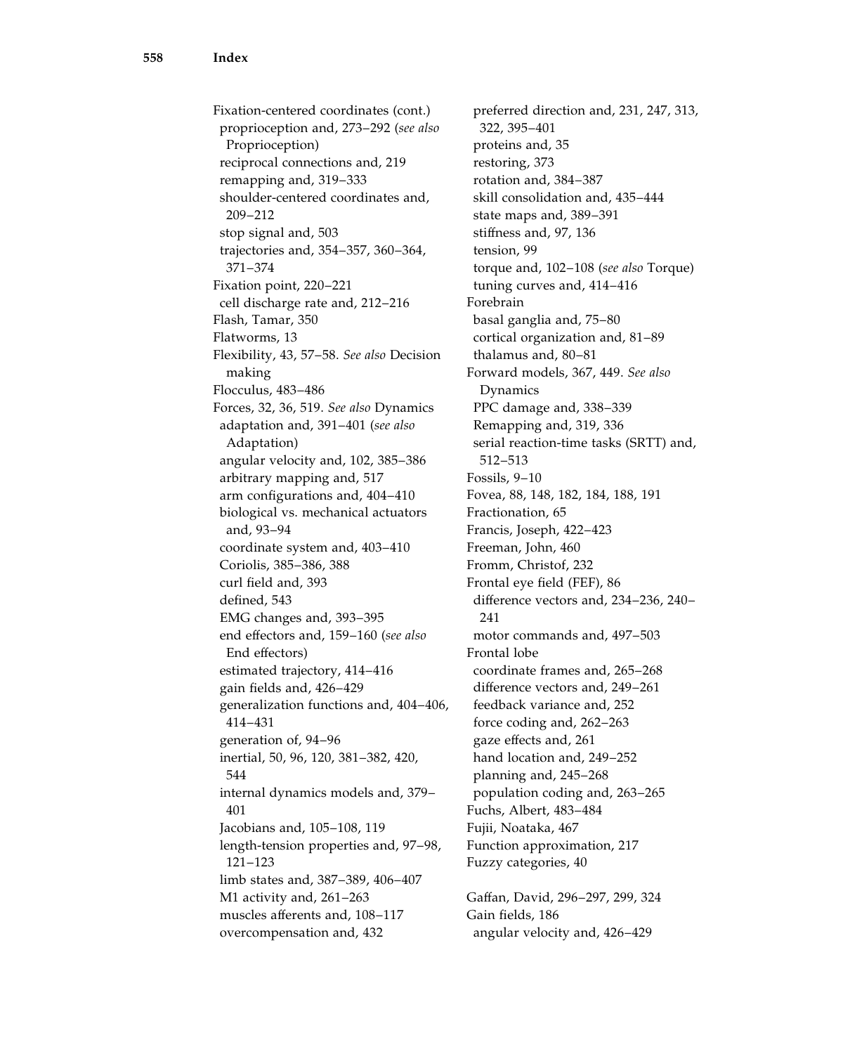Fixation-centered coordinates (cont.)
  proprioception and, 273–292 (*see also* Proprioception)
  reciprocal connections and, 219
  remapping and, 319–333
  shoulder-centered coordinates and, 209–212
  stop signal and, 503
  trajectories and, 354–357, 360–364, 371–374
Fixation point, 220–221
  cell discharge rate and, 212–216
Flash, Tamar, 350
Flatworms, 13
Flexibility, 43, 57–58. *See also* Decision making
Flocculus, 483–486
Forces, 32, 36, 519. *See also* Dynamics
  adaptation and, 391–401 (*see also* Adaptation)
  angular velocity and, 102, 385–386
  arbitrary mapping and, 517
  arm configurations and, 404–410
  biological vs. mechanical actuators and, 93–94
  coordinate system and, 403–410
  Coriolis, 385–386, 388
  curl field and, 393
  defined, 543
  EMG changes and, 393–395
  end effectors and, 159–160 (*see also* End effectors)
  estimated trajectory, 414–416
  gain fields and, 426–429
  generalization functions and, 404–406, 414–431
  generation of, 94–96
  inertial, 50, 96, 120, 381–382, 420, 544
  internal dynamics models and, 379–401
  Jacobians and, 105–108, 119
  length-tension properties and, 97–98, 121–123
  limb states and, 387–389, 406–407
  M1 activity and, 261–263
  muscles afferents and, 108–117
  overcompensation and, 432
  preferred direction and, 231, 247, 313, 322, 395–401
  proteins and, 35
  restoring, 373
  rotation and, 384–387
  skill consolidation and, 435–444
  state maps and, 389–391
  stiffness and, 97, 136
  tension, 99
  torque and, 102–108 (*see also* Torque)
  tuning curves and, 414–416
Forebrain
  basal ganglia and, 75–80
  cortical organization and, 81–89
  thalamus and, 80–81
Forward models, 367, 449. *See also* Dynamics
  PPC damage and, 338–339
  Remapping and, 319, 336
  serial reaction-time tasks (SRTT) and, 512–513
Fossils, 9–10
Fovea, 88, 148, 182, 184, 188, 191
Fractionation, 65
Francis, Joseph, 422–423
Freeman, John, 460
Fromm, Christof, 232
Frontal eye field (FEF), 86
  difference vectors and, 234–236, 240–241
  motor commands and, 497–503
Frontal lobe
  coordinate frames and, 265–268
  difference vectors and, 249–261
  feedback variance and, 252
  force coding and, 262–263
  gaze effects and, 261
  hand location and, 249–252
  planning and, 245–268
  population coding and, 263–265
Fuchs, Albert, 483–484
Fujii, Noataka, 467
Function approximation, 217
Fuzzy categories, 40

Gaffan, David, 296–297, 299, 324
Gain fields, 186
  angular velocity and, 426–429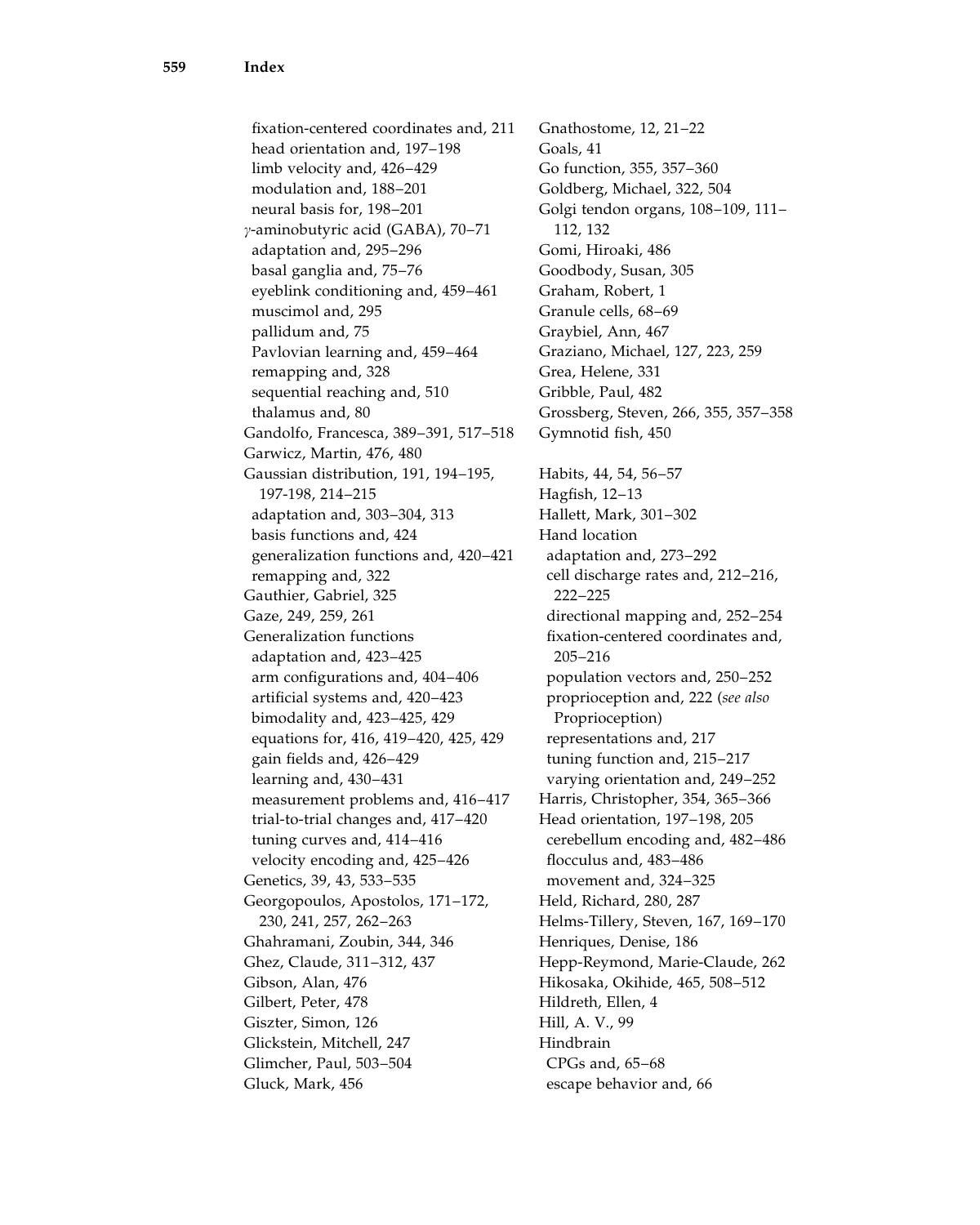fixation-centered coordinates and, 211
  head orientation and, 197–198
  limb velocity and, 426–429
  modulation and, 188–201
  neural basis for, 198–201
$\gamma$-aminobutyric acid (GABA), 70–71
  adaptation and, 295–296
  basal ganglia and, 75–76
  eyeblink conditioning and, 459–461
  muscimol and, 295
  pallidum and, 75
  Pavlovian learning and, 459–464
  remapping and, 328
  sequential reaching and, 510
  thalamus and, 80
Gandolfo, Francesca, 389–391, 517–518
Garwicz, Martin, 476, 480
Gaussian distribution, 191, 194–195, 197-198, 214–215
  adaptation and, 303–304, 313
  basis functions and, 424
  generalization functions and, 420–421
  remapping and, 322
Gauthier, Gabriel, 325
Gaze, 249, 259, 261
Generalization functions
  adaptation and, 423–425
  arm configurations and, 404–406
  artificial systems and, 420–423
  bimodality and, 423–425, 429
  equations for, 416, 419–420, 425, 429
  gain fields and, 426–429
  learning and, 430–431
  measurement problems and, 416–417
  trial-to-trial changes and, 417–420
  tuning curves and, 414–416
  velocity encoding and, 425–426
Genetics, 39, 43, 533–535
Georgopoulos, Apostolos, 171–172, 230, 241, 257, 262–263
Ghahramani, Zoubin, 344, 346
Ghez, Claude, 311–312, 437
Gibson, Alan, 476
Gilbert, Peter, 478
Giszter, Simon, 126
Glickstein, Mitchell, 247
Glimcher, Paul, 503–504
Gluck, Mark, 456
Gnathostome, 12, 21–22
Goals, 41
Go function, 355, 357–360
Goldberg, Michael, 322, 504
Golgi tendon organs, 108–109, 111–112, 132
Gomi, Hiroaki, 486
Goodbody, Susan, 305
Graham, Robert, 1
Granule cells, 68–69
Graybiel, Ann, 467
Graziano, Michael, 127, 223, 259
Grea, Helene, 331
Gribble, Paul, 482
Grossberg, Steven, 266, 355, 357–358
Gymnotid fish, 450

Habits, 44, 54, 56–57
Hagfish, 12–13
Hallett, Mark, 301–302
Hand location
  adaptation and, 273–292
  cell discharge rates and, 212–216, 222–225
  directional mapping and, 252–254
  fixation-centered coordinates and, 205–216
  population vectors and, 250–252
  proprioception and, 222 (*see also* Proprioception)
  representations and, 217
  tuning function and, 215–217
  varying orientation and, 249–252
Harris, Christopher, 354, 365–366
Head orientation, 197–198, 205
  cerebellum encoding and, 482–486
  flocculus and, 483–486
  movement and, 324–325
Held, Richard, 280, 287
Helms-Tillery, Steven, 167, 169–170
Henriques, Denise, 186
Hepp-Reymond, Marie-Claude, 262
Hikosaka, Okihide, 465, 508–512
Hildreth, Ellen, 4
Hill, A. V., 99
Hindbrain
  CPGs and, 65–68
  escape behavior and, 66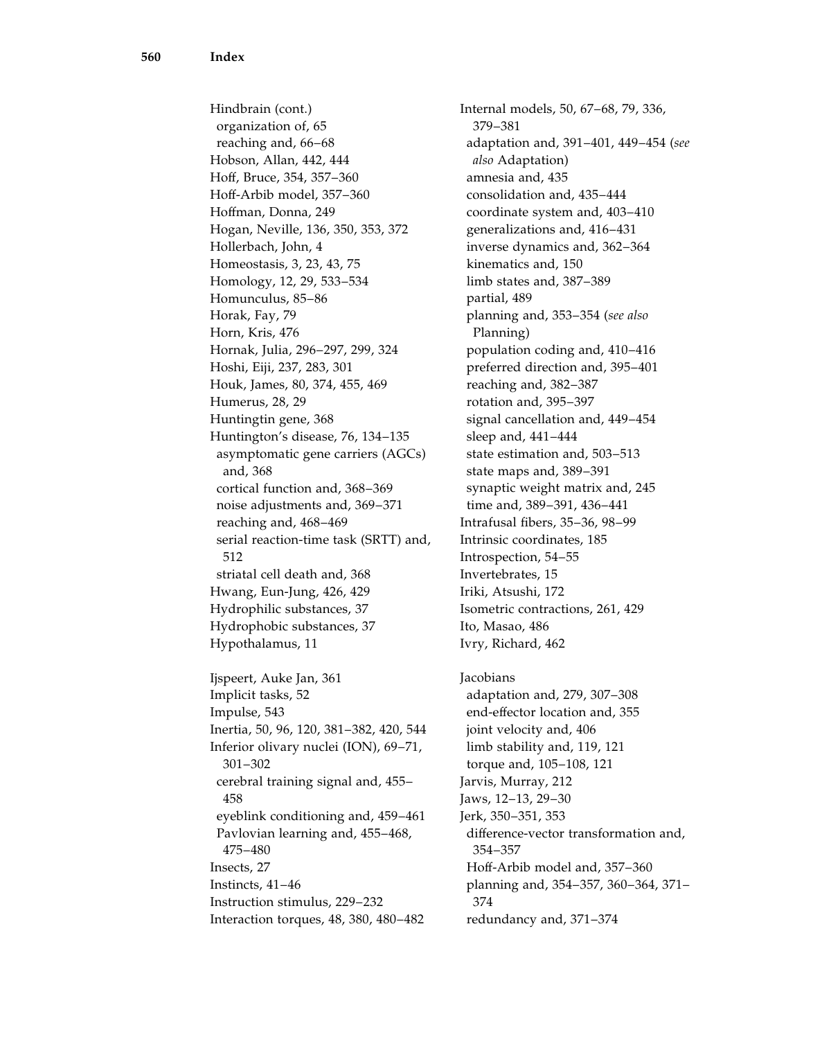Hindbrain (cont.)
  organization of, 65
  reaching and, 66–68
Hobson, Allan, 442, 444
Hoff, Bruce, 354, 357–360
Hoff-Arbib model, 357–360
Hoffman, Donna, 249
Hogan, Neville, 136, 350, 353, 372
Hollerbach, John, 4
Homeostasis, 3, 23, 43, 75
Homology, 12, 29, 533–534
Homunculus, 85–86
Horak, Fay, 79
Horn, Kris, 476
Hornak, Julia, 296–297, 299, 324
Hoshi, Eiji, 237, 283, 301
Houk, James, 80, 374, 455, 469
Humerus, 28, 29
Huntingtin gene, 368
Huntington's disease, 76, 134–135
  asymptomatic gene carriers (AGCs) and, 368
  cortical function and, 368–369
  noise adjustments and, 369–371
  reaching and, 468–469
  serial reaction-time task (SRTT) and, 512
  striatal cell death and, 368
Hwang, Eun-Jung, 426, 429
Hydrophilic substances, 37
Hydrophobic substances, 37
Hypothalamus, 11

Ijspeert, Auke Jan, 361
Implicit tasks, 52
Impulse, 543
Inertia, 50, 96, 120, 381–382, 420, 544
Inferior olivary nuclei (ION), 69–71, 301–302
  cerebral training signal and, 455–458
  eyeblink conditioning and, 459–461
  Pavlovian learning and, 455–468, 475–480
Insects, 27
Instincts, 41–46
Instruction stimulus, 229–232
Interaction torques, 48, 380, 480–482
Internal models, 50, 67–68, 79, 336, 379–381
  adaptation and, 391–401, 449–454 (*see also* Adaptation)
  amnesia and, 435
  consolidation and, 435–444
  coordinate system and, 403–410
  generalizations and, 416–431
  inverse dynamics and, 362–364
  kinematics and, 150
  limb states and, 387–389
  partial, 489
  planning and, 353–354 (*see also* Planning)
  population coding and, 410–416
  preferred direction and, 395–401
  reaching and, 382–387
  rotation and, 395–397
  signal cancellation and, 449–454
  sleep and, 441–444
  state estimation and, 503–513
  state maps and, 389–391
  synaptic weight matrix and, 245
  time and, 389–391, 436–441
Intrafusal fibers, 35–36, 98–99
Intrinsic coordinates, 185
Introspection, 54–55
Invertebrates, 15
Iriki, Atsushi, 172
Isometric contractions, 261, 429
Ito, Masao, 486
Ivry, Richard, 462

Jacobians
  adaptation and, 279, 307–308
  end-effector location and, 355
  joint velocity and, 406
  limb stability and, 119, 121
  torque and, 105–108, 121
Jarvis, Murray, 212
Jaws, 12–13, 29–30
Jerk, 350–351, 353
  difference-vector transformation and, 354–357
  Hoff-Arbib model and, 357–360
  planning and, 354–357, 360–364, 371–374
  redundancy and, 371–374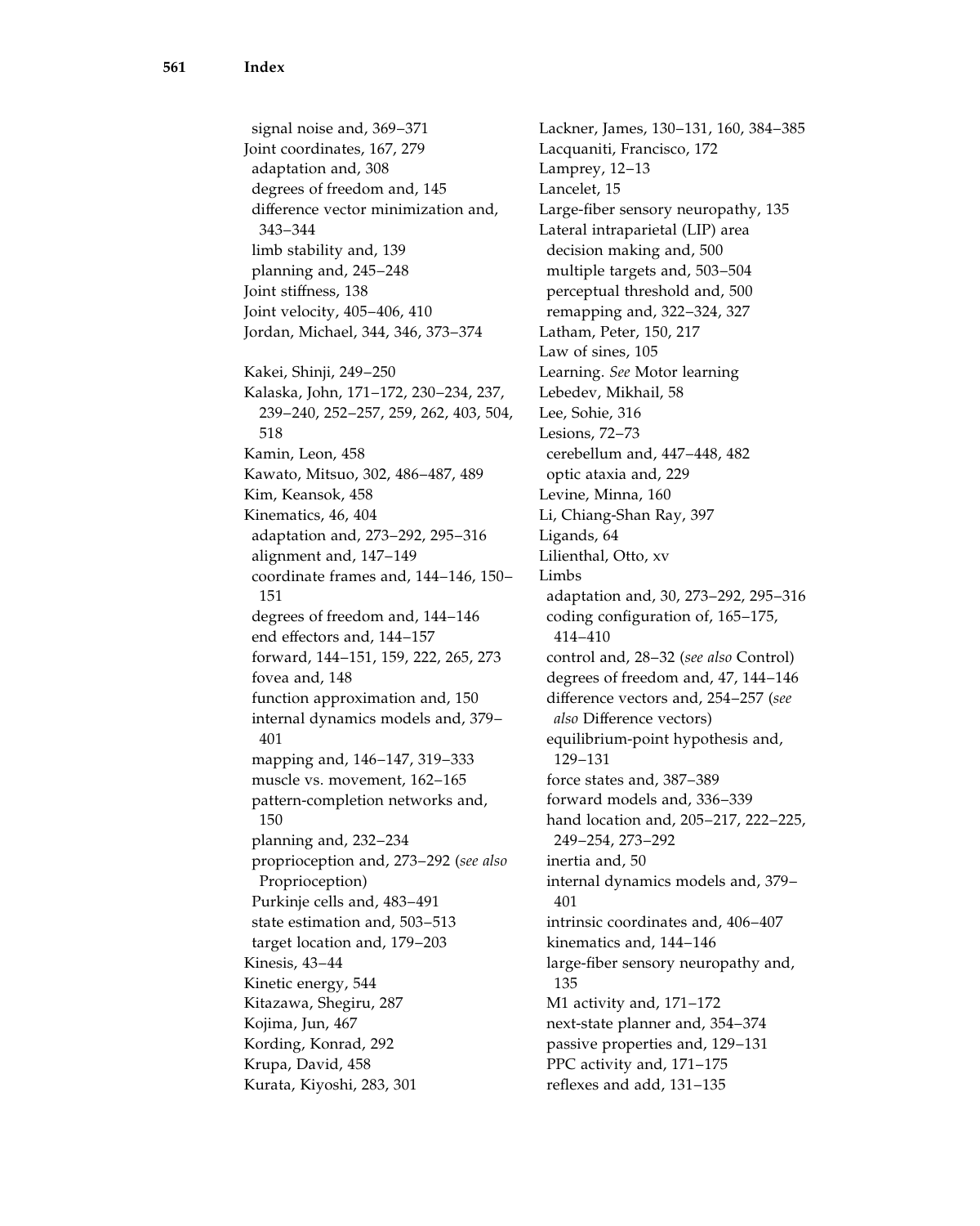signal noise and, 369–371
Joint coordinates, 167, 279
  adaptation and, 308
  degrees of freedom and, 145
  difference vector minimization and, 343–344
  limb stability and, 139
  planning and, 245–248
Joint stiffness, 138
Joint velocity, 405–406, 410
Jordan, Michael, 344, 346, 373–374

Kakei, Shinji, 249–250
Kalaska, John, 171–172, 230–234, 237, 239–240, 252–257, 259, 262, 403, 504, 518
Kamin, Leon, 458
Kawato, Mitsuo, 302, 486–487, 489
Kim, Keansok, 458
Kinematics, 46, 404
  adaptation and, 273–292, 295–316
  alignment and, 147–149
  coordinate frames and, 144–146, 150–151
  degrees of freedom and, 144–146
  end effectors and, 144–157
  forward, 144–151, 159, 222, 265, 273
  fovea and, 148
  function approximation and, 150
  internal dynamics models and, 379–401
  mapping and, 146–147, 319–333
  muscle vs. movement, 162–165
  pattern-completion networks and, 150
  planning and, 232–234
  proprioception and, 273–292 (*see also* Proprioception)
  Purkinje cells and, 483–491
  state estimation and, 503–513
  target location and, 179–203
Kinesis, 43–44
Kinetic energy, 544
Kitazawa, Shegiru, 287
Kojima, Jun, 467
Kording, Konrad, 292
Krupa, David, 458
Kurata, Kiyoshi, 283, 301

Lackner, James, 130–131, 160, 384–385
Lacquaniti, Francisco, 172
Lamprey, 12–13
Lancelet, 15
Large-fiber sensory neuropathy, 135
Lateral intraparietal (LIP) area
  decision making and, 500
  multiple targets and, 503–504
  perceptual threshold and, 500
  remapping and, 322–324, 327
Latham, Peter, 150, 217
Law of sines, 105
Learning. *See* Motor learning
Lebedev, Mikhail, 58
Lee, Sohie, 316
Lesions, 72–73
  cerebellum and, 447–448, 482
  optic ataxia and, 229
Levine, Minna, 160
Li, Chiang-Shan Ray, 397
Ligands, 64
Lilienthal, Otto, xv
Limbs
  adaptation and, 30, 273–292, 295–316
  coding configuration of, 165–175, 414–410
  control and, 28–32 (*see also* Control)
  degrees of freedom and, 47, 144–146
  difference vectors and, 254–257 (*see also* Difference vectors)
  equilibrium-point hypothesis and, 129–131
  force states and, 387–389
  forward models and, 336–339
  hand location and, 205–217, 222–225, 249–254, 273–292
  inertia and, 50
  internal dynamics models and, 379–401
  intrinsic coordinates and, 406–407
  kinematics and, 144–146
  large-fiber sensory neuropathy and, 135
  M1 activity and, 171–172
  next-state planner and, 354–374
  passive properties and, 129–131
  PPC activity and, 171–175
  reflexes and add, 131–135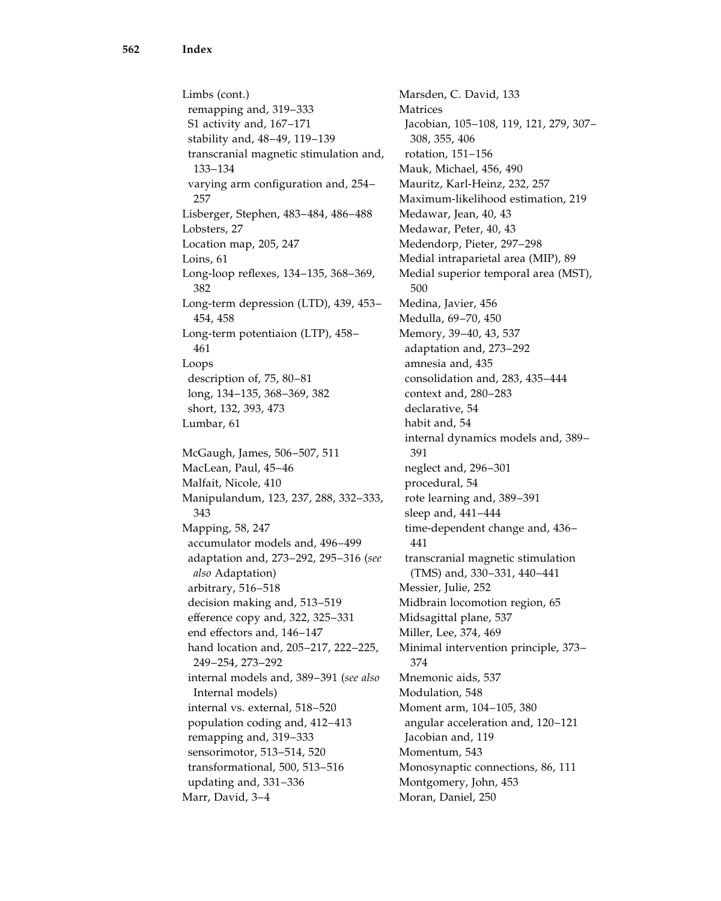Limbs (cont.)
  remapping and, 319–333
  S1 activity and, 167–171
  stability and, 48–49, 119–139
  transcranial magnetic stimulation and, 133–134
  varying arm configuration and, 254–257
Lisberger, Stephen, 483–484, 486–488
Lobsters, 27
Location map, 205, 247
Loins, 61
Long-loop reflexes, 134–135, 368–369, 382
Long-term depression (LTD), 439, 453–454, 458
Long-term potentiaion (LTP), 458–461
Loops
  description of, 75, 80–81
  long, 134–135, 368–369, 382
  short, 132, 393, 473
Lumbar, 61

McGaugh, James, 506–507, 511
MacLean, Paul, 45–46
Malfait, Nicole, 410
Manipulandum, 123, 237, 288, 332–333, 343
Mapping, 58, 247
  accumulator models and, 496–499
  adaptation and, 273–292, 295–316 (*see also* Adaptation)
  arbitrary, 516–518
  decision making and, 513–519
  efference copy and, 322, 325–331
  end effectors and, 146–147
  hand location and, 205–217, 222–225, 249–254, 273–292
  internal models and, 389–391 (*see also* Internal models)
  internal vs. external, 518–520
  population coding and, 412–413
  remapping and, 319–333
  sensorimotor, 513–514, 520
  transformational, 500, 513–516
  updating and, 331–336
Marr, David, 3–4
Marsden, C. David, 133
Matrices
  Jacobian, 105–108, 119, 121, 279, 307–308, 355, 406
  rotation, 151–156
Mauk, Michael, 456, 490
Mauritz, Karl-Heinz, 232, 257
Maximum-likelihood estimation, 219
Medawar, Jean, 40, 43
Medawar, Peter, 40, 43
Medendorp, Pieter, 297–298
Medial intraparietal area (MIP), 89
Medial superior temporal area (MST), 500
Medina, Javier, 456
Medulla, 69–70, 450
Memory, 39–40, 43, 537
  adaptation and, 273–292
  amnesia and, 435
  consolidation and, 283, 435–444
  context and, 280–283
  declarative, 54
  habit and, 54
  internal dynamics models and, 389–391
  neglect and, 296–301
  procedural, 54
  rote learning and, 389–391
  sleep and, 441–444
  time-dependent change and, 436–441
  transcranial magnetic stimulation (TMS) and, 330–331, 440–441
Messier, Julie, 252
Midbrain locomotion region, 65
Midsagittal plane, 537
Miller, Lee, 374, 469
Minimal intervention principle, 373–374
Mnemonic aids, 537
Modulation, 548
Moment arm, 104–105, 380
  angular acceleration and, 120–121
  Jacobian and, 119
Momentum, 543
Monosynaptic connections, 86, 111
Montgomery, John, 453
Moran, Daniel, 250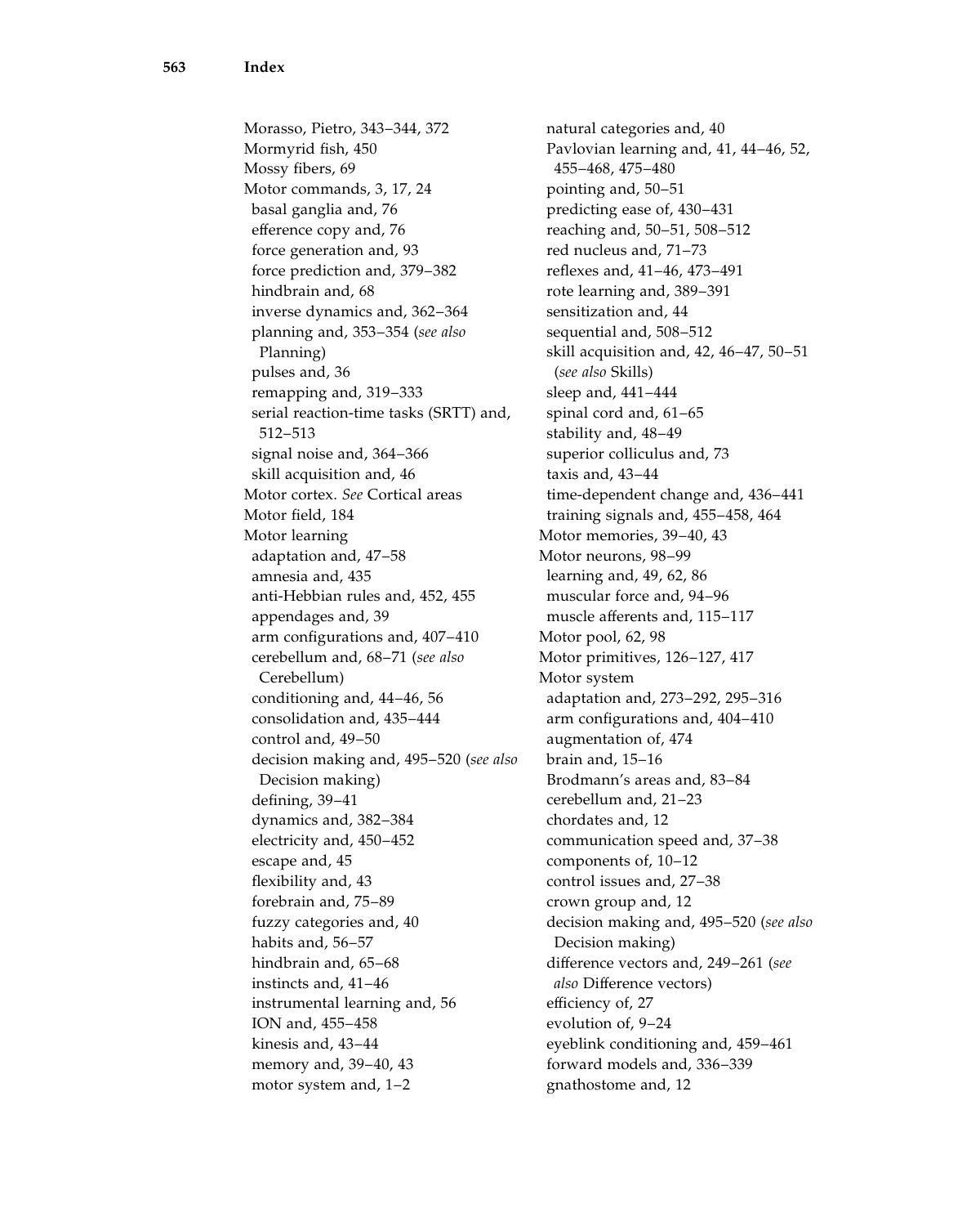Morasso, Pietro, 343–344, 372
Mormyrid fish, 450
Mossy fibers, 69
Motor commands, 3, 17, 24
  basal ganglia and, 76
  efference copy and, 76
  force generation and, 93
  force prediction and, 379–382
  hindbrain and, 68
  inverse dynamics and, 362–364
  planning and, 353–354 (*see also* Planning)
  pulses and, 36
  remapping and, 319–333
  serial reaction-time tasks (SRTT) and, 512–513
  signal noise and, 364–366
  skill acquisition and, 46
Motor cortex. *See* Cortical areas
Motor field, 184
Motor learning
  adaptation and, 47–58
  amnesia and, 435
  anti-Hebbian rules and, 452, 455
  appendages and, 39
  arm configurations and, 407–410
  cerebellum and, 68–71 (*see also* Cerebellum)
  conditioning and, 44–46, 56
  consolidation and, 435–444
  control and, 49–50
  decision making and, 495–520 (*see also* Decision making)
  defining, 39–41
  dynamics and, 382–384
  electricity and, 450–452
  escape and, 45
  flexibility and, 43
  forebrain and, 75–89
  fuzzy categories and, 40
  habits and, 56–57
  hindbrain and, 65–68
  instincts and, 41–46
  instrumental learning and, 56
  ION and, 455–458
  kinesis and, 43–44
  memory and, 39–40, 43
  motor system and, 1–2
  natural categories and, 40
  Pavlovian learning and, 41, 44–46, 52, 455–468, 475–480
  pointing and, 50–51
  predicting ease of, 430–431
  reaching and, 50–51, 508–512
  red nucleus and, 71–73
  reflexes and, 41–46, 473–491
  rote learning and, 389–391
  sensitization and, 44
  sequential and, 508–512
  skill acquisition and, 42, 46–47, 50–51 (*see also* Skills)
  sleep and, 441–444
  spinal cord and, 61–65
  stability and, 48–49
  superior colliculus and, 73
  taxis and, 43–44
  time-dependent change and, 436–441
  training signals and, 455–458, 464
Motor memories, 39–40, 43
Motor neurons, 98–99
  learning and, 49, 62, 86
  muscular force and, 94–96
  muscle afferents and, 115–117
Motor pool, 62, 98
Motor primitives, 126–127, 417
Motor system
  adaptation and, 273–292, 295–316
  arm configurations and, 404–410
  augmentation of, 474
  brain and, 15–16
  Brodmann's areas and, 83–84
  cerebellum and, 21–23
  chordates and, 12
  communication speed and, 37–38
  components of, 10–12
  control issues and, 27–38
  crown group and, 12
  decision making and, 495–520 (*see also* Decision making)
  difference vectors and, 249–261 (*see also* Difference vectors)
  efficiency of, 27
  evolution of, 9–24
  eyeblink conditioning and, 459–461
  forward models and, 336–339
  gnathostome and, 12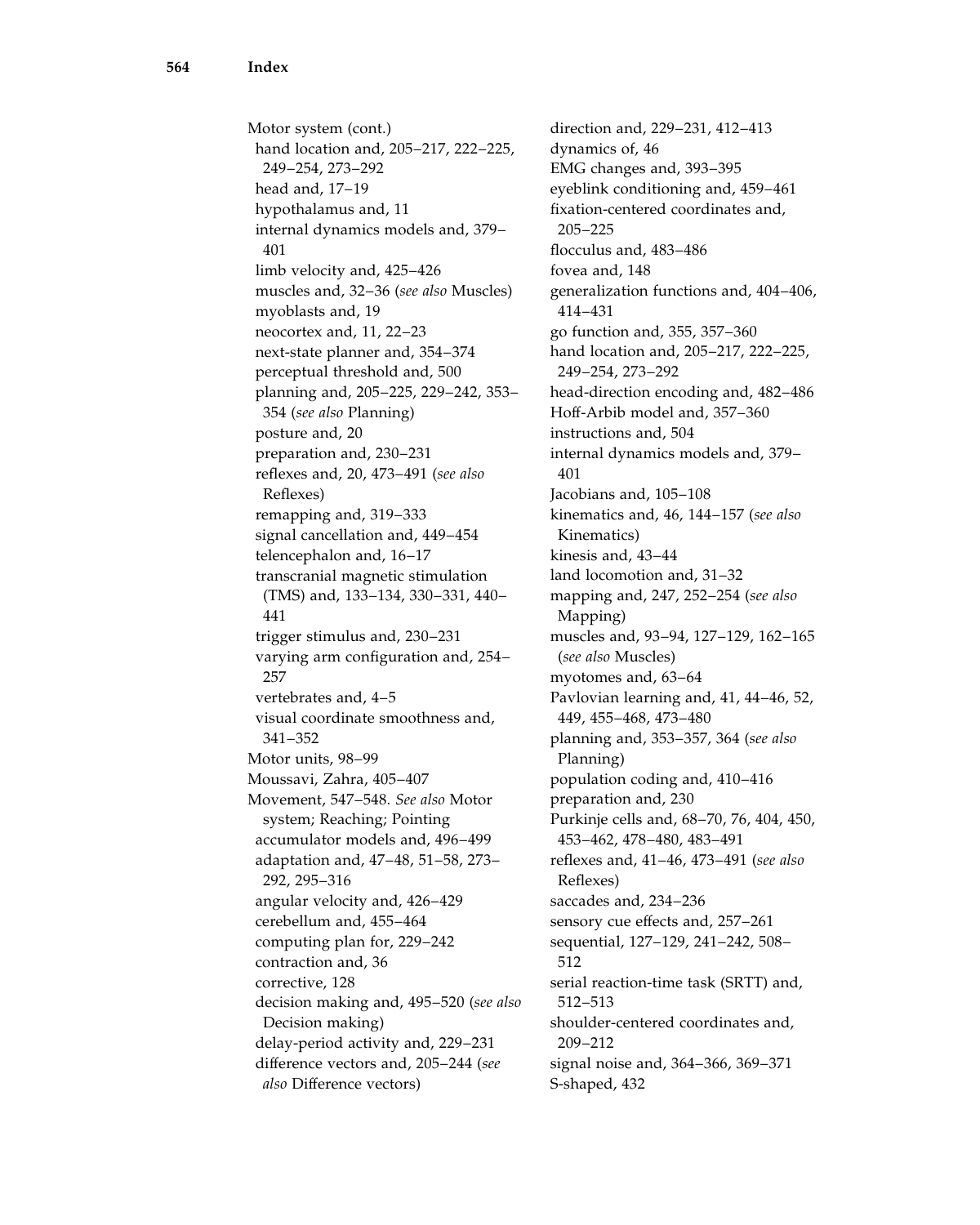Motor system (cont.)
  hand location and, 205–217, 222–225, 249–254, 273–292
  head and, 17–19
  hypothalamus and, 11
  internal dynamics models and, 379–401
  limb velocity and, 425–426
  muscles and, 32–36 (*see also* Muscles)
  myoblasts and, 19
  neocortex and, 11, 22–23
  next-state planner and, 354–374
  perceptual threshold and, 500
  planning and, 205–225, 229–242, 353–354 (*see also* Planning)
  posture and, 20
  preparation and, 230–231
  reflexes and, 20, 473–491 (*see also* Reflexes)
  remapping and, 319–333
  signal cancellation and, 449–454
  telencephalon and, 16–17
  transcranial magnetic stimulation (TMS) and, 133–134, 330–331, 440–441
  trigger stimulus and, 230–231
  varying arm configuration and, 254–257
  vertebrates and, 4–5
  visual coordinate smoothness and, 341–352
Motor units, 98–99
Moussavi, Zahra, 405–407
Movement, 547–548. *See also* Motor system; Reaching; Pointing
  accumulator models and, 496–499
  adaptation and, 47–48, 51–58, 273–292, 295–316
  angular velocity and, 426–429
  cerebellum and, 455–464
  computing plan for, 229–242
  contraction and, 36
  corrective, 128
  decision making and, 495–520 (*see also* Decision making)
  delay-period activity and, 229–231
  difference vectors and, 205–244 (*see also* Difference vectors)
  direction and, 229–231, 412–413
  dynamics of, 46
  EMG changes and, 393–395
  eyeblink conditioning and, 459–461
  fixation-centered coordinates and, 205–225
  flocculus and, 483–486
  fovea and, 148
  generalization functions and, 404–406, 414–431
  go function and, 355, 357–360
  hand location and, 205–217, 222–225, 249–254, 273–292
  head-direction encoding and, 482–486
  Hoff-Arbib model and, 357–360
  instructions and, 504
  internal dynamics models and, 379–401
  Jacobians and, 105–108
  kinematics and, 46, 144–157 (*see also* Kinematics)
  kinesis and, 43–44
  land locomotion and, 31–32
  mapping and, 247, 252–254 (*see also* Mapping)
  muscles and, 93–94, 127–129, 162–165 (*see also* Muscles)
  myotomes and, 63–64
  Pavlovian learning and, 41, 44–46, 52, 449, 455–468, 473–480
  planning and, 353–357, 364 (*see also* Planning)
  population coding and, 410–416
  preparation and, 230
  Purkinje cells and, 68–70, 76, 404, 450, 453–462, 478–480, 483–491
  reflexes and, 41–46, 473–491 (*see also* Reflexes)
  saccades and, 234–236
  sensory cue effects and, 257–261
  sequential, 127–129, 241–242, 508–512
  serial reaction-time task (SRTT) and, 512–513
  shoulder-centered coordinates and, 209–212
  signal noise and, 364–366, 369–371
  S-shaped, 432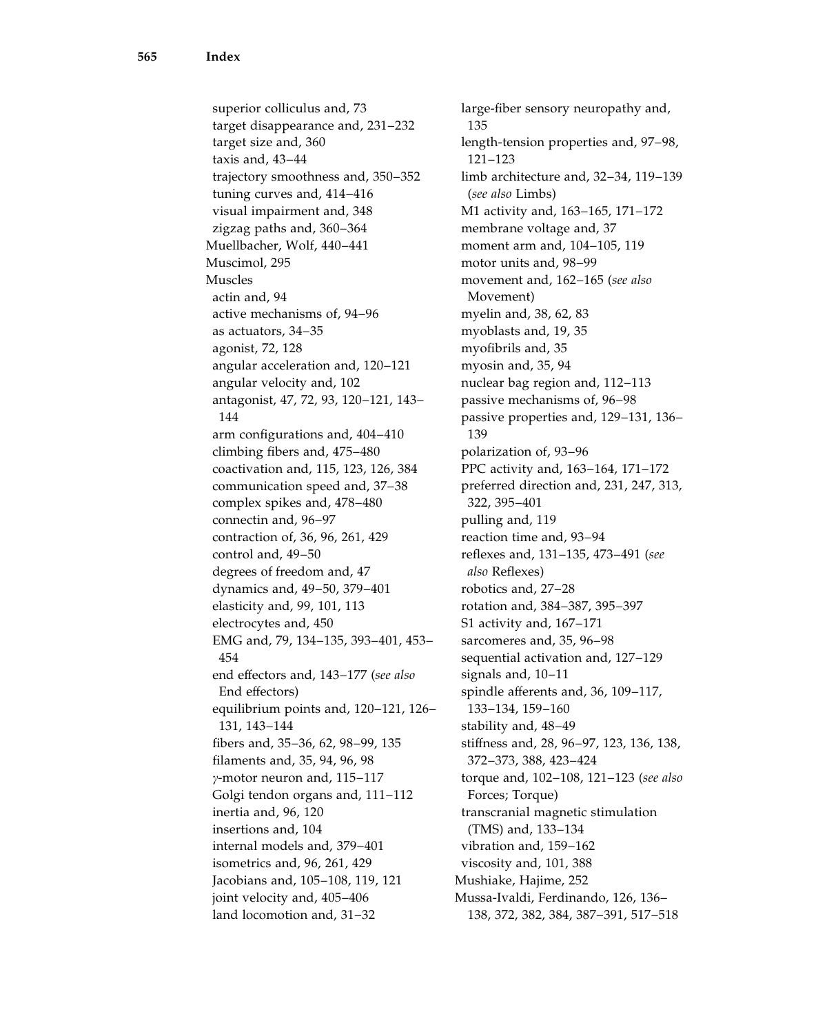superior colliculus and, 73
target disappearance and, 231–232
target size and, 360
taxis and, 43–44
trajectory smoothness and, 350–352
tuning curves and, 414–416
visual impairment and, 348
zigzag paths and, 360–364

Muellbacher, Wolf, 440–441
Muscimol, 295
Muscles
actin and, 94
active mechanisms of, 94–96
as actuators, 34–35
agonist, 72, 128
angular acceleration and, 120–121
angular velocity and, 102
antagonist, 47, 72, 93, 120–121, 143–144
arm configurations and, 404–410
climbing fibers and, 475–480
coactivation and, 115, 123, 126, 384
communication speed and, 37–38
complex spikes and, 478–480
connectin and, 96–97
contraction of, 36, 96, 261, 429
control and, 49–50
degrees of freedom and, 47
dynamics and, 49–50, 379–401
elasticity and, 99, 101, 113
electrocytes and, 450
EMG and, 79, 134–135, 393–401, 453–454
end effectors and, 143–177 (*see also* End effectors)
equilibrium points and, 120–121, 126–131, 143–144
fibers and, 35–36, 62, 98–99, 135
filaments and, 35, 94, 96, 98
$\gamma$-motor neuron and, 115–117
Golgi tendon organs and, 111–112
inertia and, 96, 120
insertions and, 104
internal models and, 379–401
isometrics and, 96, 261, 429
Jacobians and, 105–108, 119, 121
joint velocity and, 405–406
land locomotion and, 31–32
large-fiber sensory neuropathy and, 135
length-tension properties and, 97–98, 121–123
limb architecture and, 32–34, 119–139 (*see also* Limbs)
M1 activity and, 163–165, 171–172
membrane voltage and, 37
moment arm and, 104–105, 119
motor units and, 98–99
movement and, 162–165 (*see also* Movement)
myelin and, 38, 62, 83
myoblasts and, 19, 35
myofibrils and, 35
myosin and, 35, 94
nuclear bag region and, 112–113
passive mechanisms of, 96–98
passive properties and, 129–131, 136–139
polarization of, 93–96
PPC activity and, 163–164, 171–172
preferred direction and, 231, 247, 313, 322, 395–401
pulling and, 119
reaction time and, 93–94
reflexes and, 131–135, 473–491 (*see also* Reflexes)
robotics and, 27–28
rotation and, 384–387, 395–397
S1 activity and, 167–171
sarcomeres and, 35, 96–98
sequential activation and, 127–129
signals and, 10–11
spindle afferents and, 36, 109–117, 133–134, 159–160
stability and, 48–49
stiffness and, 28, 96–97, 123, 136, 138, 372–373, 388, 423–424
torque and, 102–108, 121–123 (*see also* Forces; Torque)
transcranial magnetic stimulation (TMS) and, 133–134
vibration and, 159–162
viscosity and, 101, 388

Mushiake, Hajime, 252
Mussa-Ivaldi, Ferdinando, 126, 136–138, 372, 382, 384, 387–391, 517–518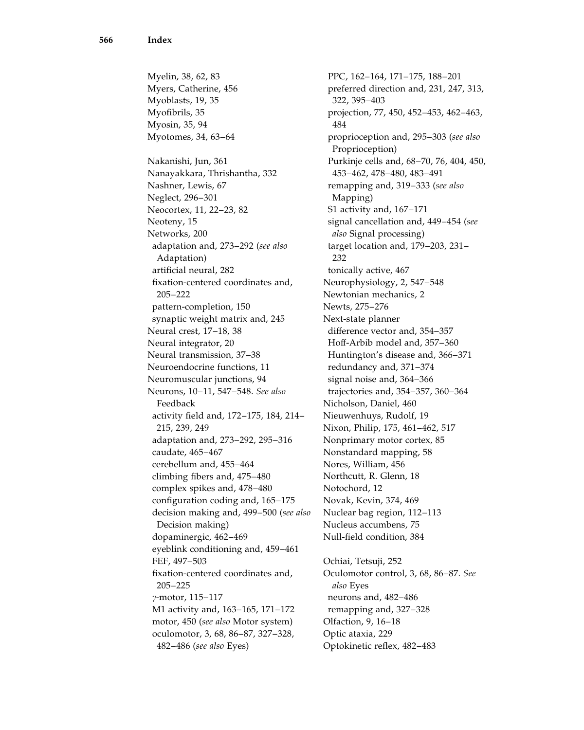Myelin, 38, 62, 83
Myers, Catherine, 456
Myoblasts, 19, 35
Myofibrils, 35
Myosin, 35, 94
Myotomes, 34, 63–64

Nakanishi, Jun, 361
Nanayakkara, Thrishantha, 332
Nashner, Lewis, 67
Neglect, 296–301
Neocortex, 11, 22–23, 82
Neoteny, 15
Networks, 200
- adaptation and, 273–292 (*see also* Adaptation)
- artificial neural, 282
- fixation-centered coordinates and, 205–222
- pattern-completion, 150
- synaptic weight matrix and, 245

Neural crest, 17–18, 38
Neural integrator, 20
Neural transmission, 37–38
Neuroendocrine functions, 11
Neuromuscular junctions, 94
Neurons, 10–11, 547–548. *See also* Feedback
- activity field and, 172–175, 184, 214–215, 239, 249
- adaptation and, 273–292, 295–316
- caudate, 465–467
- cerebellum and, 455–464
- climbing fibers and, 475–480
- complex spikes and, 478–480
- configuration coding and, 165–175
- decision making and, 499–500 (*see also* Decision making)
- dopaminergic, 462–469
- eyeblink conditioning and, 459–461
- FEF, 497–503
- fixation-centered coordinates and, 205–225
- $\gamma$-motor, 115–117
- M1 activity and, 163–165, 171–172
- motor, 450 (*see also* Motor system)
- oculomotor, 3, 68, 86–87, 327–328, 482–486 (*see also* Eyes)
- PPC, 162–164, 171–175, 188–201
- preferred direction and, 231, 247, 313, 322, 395–403
- projection, 77, 450, 452–453, 462–463, 484
- proprioception and, 295–303 (*see also* Proprioception)
- Purkinje cells and, 68–70, 76, 404, 450, 453–462, 478–480, 483–491
- remapping and, 319–333 (*see also* Mapping)
- S1 activity and, 167–171
- signal cancellation and, 449–454 (*see also* Signal processing)
- target location and, 179–203, 231–232
- tonically active, 467

Neurophysiology, 2, 547–548
Newtonian mechanics, 2
Newts, 275–276
Next-state planner
- difference vector and, 354–357
- Hoff-Arbib model and, 357–360
- Huntington's disease and, 366–371
- redundancy and, 371–374
- signal noise and, 364–366
- trajectories and, 354–357, 360–364

Nicholson, Daniel, 460
Nieuwenhuys, Rudolf, 19
Nixon, Philip, 175, 461–462, 517
Nonprimary motor cortex, 85
Nonstandard mapping, 58
Nores, William, 456
Northcutt, R. Glenn, 18
Notochord, 12
Novak, Kevin, 374, 469
Nuclear bag region, 112–113
Nucleus accumbens, 75
Null-field condition, 384

Ochiai, Tetsuji, 252
Oculomotor control, 3, 68, 86–87. *See also* Eyes
- neurons and, 482–486
- remapping and, 327–328

Olfaction, 9, 16–18
Optic ataxia, 229
Optokinetic reflex, 482–483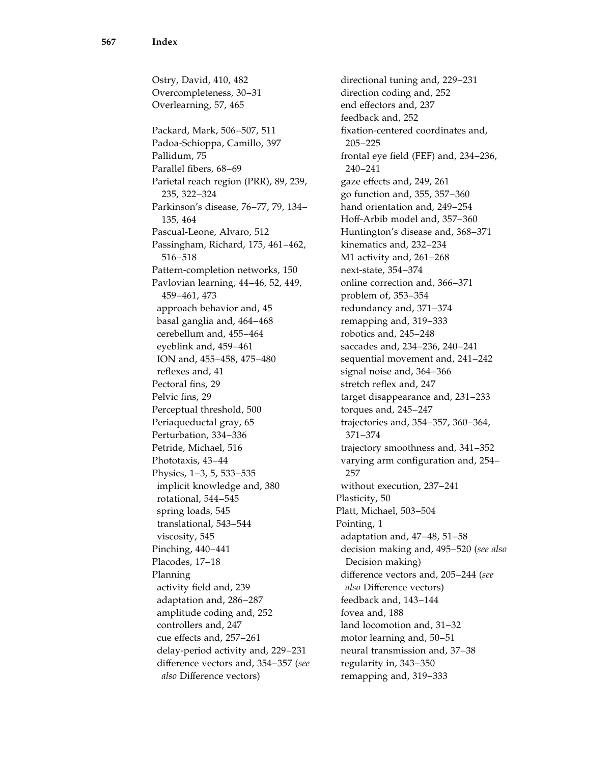Ostry, David, 410, 482
Overcompleteness, 30–31
Overlearning, 57, 465

Packard, Mark, 506–507, 511
Padoa-Schioppa, Camillo, 397
Pallidum, 75
Parallel fibers, 68–69
Parietal reach region (PRR), 89, 239, 235, 322–324
Parkinson's disease, 76–77, 79, 134–135, 464
Pascual-Leone, Alvaro, 512
Passingham, Richard, 175, 461–462, 516–518
Pattern-completion networks, 150
Pavlovian learning, 44–46, 52, 449, 459–461, 473
- approach behavior and, 45
- basal ganglia and, 464–468
- cerebellum and, 455–464
- eyeblink and, 459–461
- ION and, 455–458, 475–480
- reflexes and, 41

Pectoral fins, 29
Pelvic fins, 29
Perceptual threshold, 500
Periaqueductal gray, 65
Perturbation, 334–336
Petride, Michael, 516
Phototaxis, 43–44
Physics, 1–3, 5, 533–535
- implicit knowledge and, 380
- rotational, 544–545
- spring loads, 545
- translational, 543–544
- viscosity, 545

Pinching, 440–441
Placodes, 17–18
Planning
- activity field and, 239
- adaptation and, 286–287
- amplitude coding and, 252
- controllers and, 247
- cue effects and, 257–261
- delay-period activity and, 229–231
- difference vectors and, 354–357 (*see also* Difference vectors)
- directional tuning and, 229–231
- direction coding and, 252
- end effectors and, 237
- feedback and, 252
- fixation-centered coordinates and, 205–225
- frontal eye field (FEF) and, 234–236, 240–241
- gaze effects and, 249, 261
- go function and, 355, 357–360
- hand orientation and, 249–254
- Hoff-Arbib model and, 357–360
- Huntington's disease and, 368–371
- kinematics and, 232–234
- M1 activity and, 261–268
- next-state, 354–374
- online correction and, 366–371
- problem of, 353–354
- redundancy and, 371–374
- remapping and, 319–333
- robotics and, 245–248
- saccades and, 234–236, 240–241
- sequential movement and, 241–242
- signal noise and, 364–366
- stretch reflex and, 247
- target disappearance and, 231–233
- torques and, 245–247
- trajectories and, 354–357, 360–364, 371–374
- trajectory smoothness and, 341–352
- varying arm configuration and, 254–257
- without execution, 237–241

Plasticity, 50
Platt, Michael, 503–504
Pointing, 1
- adaptation and, 47–48, 51–58
- decision making and, 495–520 (*see also* Decision making)
- difference vectors and, 205–244 (*see also* Difference vectors)
- feedback and, 143–144
- fovea and, 188
- land locomotion and, 31–32
- motor learning and, 50–51
- neural transmission and, 37–38
- regularity in, 343–350
- remapping and, 319–333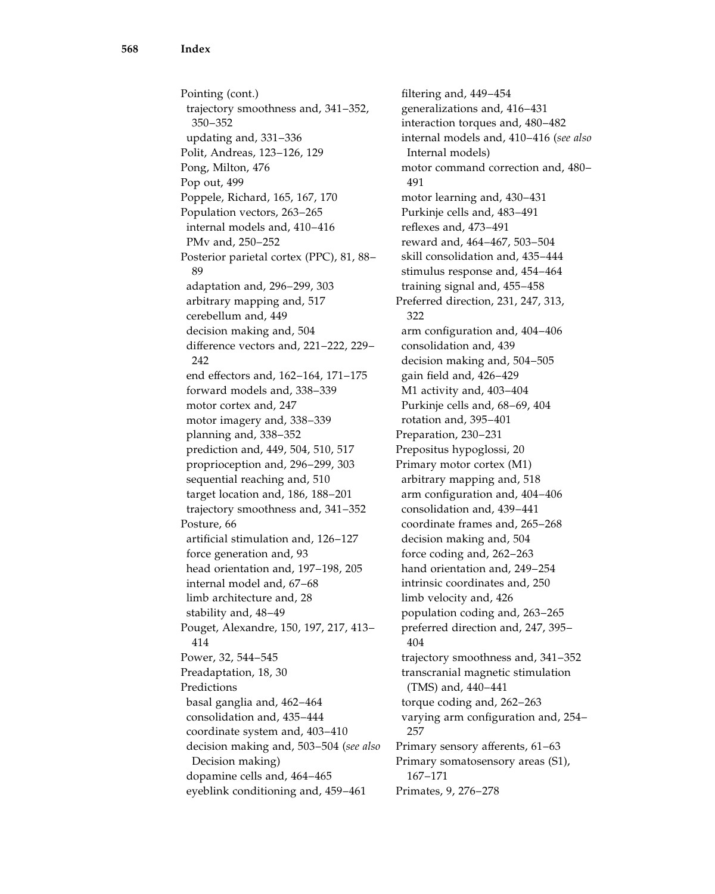Pointing (cont.)
  trajectory smoothness and, 341–352, 350–352
  updating and, 331–336
Polit, Andreas, 123–126, 129
Pong, Milton, 476
Pop out, 499
Poppele, Richard, 165, 167, 170
Population vectors, 263–265
  internal models and, 410–416
  PMv and, 250–252
Posterior parietal cortex (PPC), 81, 88–89
  adaptation and, 296–299, 303
  arbitrary mapping and, 517
  cerebellum and, 449
  decision making and, 504
  difference vectors and, 221–222, 229–242
  end effectors and, 162–164, 171–175
  forward models and, 338–339
  motor cortex and, 247
  motor imagery and, 338–339
  planning and, 338–352
  prediction and, 449, 504, 510, 517
  proprioception and, 296–299, 303
  sequential reaching and, 510
  target location and, 186, 188–201
  trajectory smoothness and, 341–352
Posture, 66
  artificial stimulation and, 126–127
  force generation and, 93
  head orientation and, 197–198, 205
  internal model and, 67–68
  limb architecture and, 28
  stability and, 48–49
Pouget, Alexandre, 150, 197, 217, 413–414
Power, 32, 544–545
Preadaptation, 18, 30
Predictions
  basal ganglia and, 462–464
  consolidation and, 435–444
  coordinate system and, 403–410
  decision making and, 503–504 (*see also* Decision making)
  dopamine cells and, 464–465
  eyeblink conditioning and, 459–461
  filtering and, 449–454
  generalizations and, 416–431
  interaction torques and, 480–482
  internal models and, 410–416 (*see also* Internal models)
  motor command correction and, 480–491
  motor learning and, 430–431
  Purkinje cells and, 483–491
  reflexes and, 473–491
  reward and, 464–467, 503–504
  skill consolidation and, 435–444
  stimulus response and, 454–464
  training signal and, 455–458
Preferred direction, 231, 247, 313, 322
  arm configuration and, 404–406
  consolidation and, 439
  decision making and, 504–505
  gain field and, 426–429
  M1 activity and, 403–404
  Purkinje cells and, 68–69, 404
  rotation and, 395–401
Preparation, 230–231
Prepositus hypoglossi, 20
Primary motor cortex (M1)
  arbitrary mapping and, 518
  arm configuration and, 404–406
  consolidation and, 439–441
  coordinate frames and, 265–268
  decision making and, 504
  force coding and, 262–263
  hand orientation and, 249–254
  intrinsic coordinates and, 250
  limb velocity and, 426
  population coding and, 263–265
  preferred direction and, 247, 395–404
  trajectory smoothness and, 341–352
  transcranial magnetic stimulation (TMS) and, 440–441
  torque coding and, 262–263
  varying arm configuration and, 254–257
Primary sensory afferents, 61–63
Primary somatosensory areas (S1), 167–171
Primates, 9, 276–278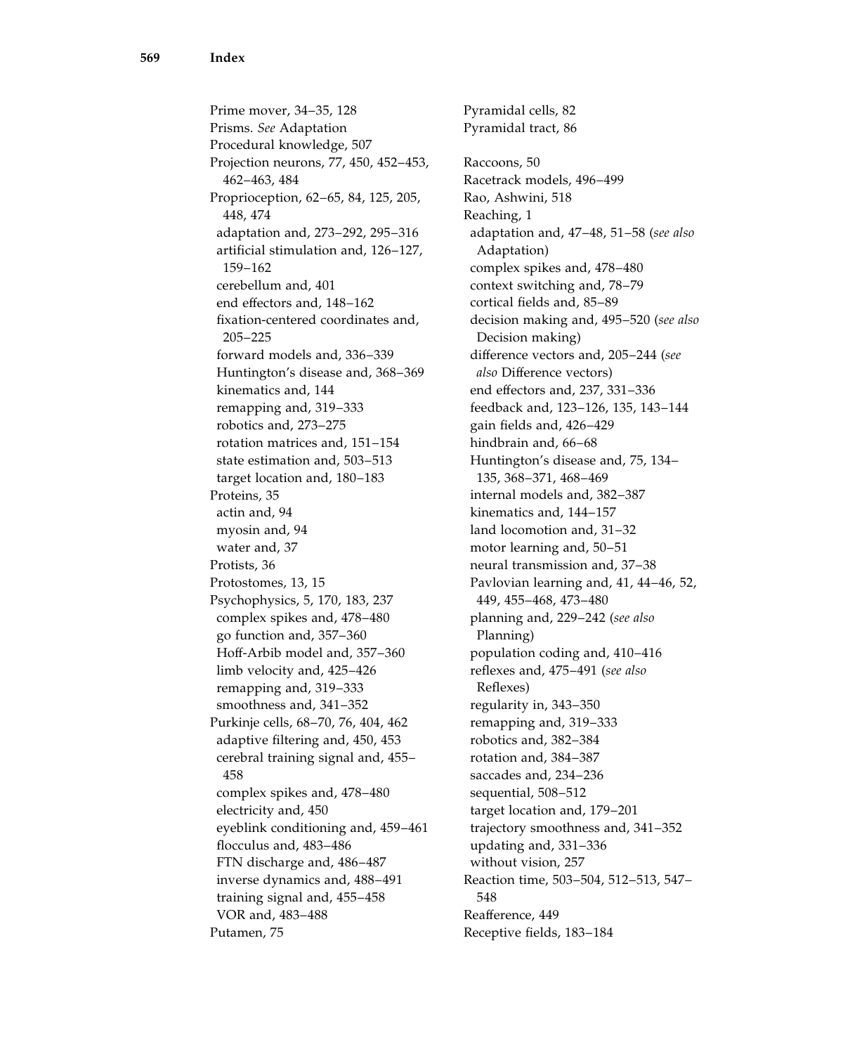Prime mover, 34–35, 128
Prisms. *See* Adaptation
Procedural knowledge, 507
Projection neurons, 77, 450, 452–453, 462–463, 484
Proprioception, 62–65, 84, 125, 205, 448, 474
  adaptation and, 273–292, 295–316
  artificial stimulation and, 126–127, 159–162
  cerebellum and, 401
  end effectors and, 148–162
  fixation-centered coordinates and, 205–225
  forward models and, 336–339
  Huntington's disease and, 368–369
  kinematics and, 144
  remapping and, 319–333
  robotics and, 273–275
  rotation matrices and, 151–154
  state estimation and, 503–513
  target location and, 180–183
Proteins, 35
  actin and, 94
  myosin and, 94
  water and, 37
Protists, 36
Protostomes, 13, 15
Psychophysics, 5, 170, 183, 237
  complex spikes and, 478–480
  go function and, 357–360
  Hoff-Arbib model and, 357–360
  limb velocity and, 425–426
  remapping and, 319–333
  smoothness and, 341–352
Purkinje cells, 68–70, 76, 404, 462
  adaptive filtering and, 450, 453
  cerebral training signal and, 455–458
  complex spikes and, 478–480
  electricity and, 450
  eyeblink conditioning and, 459–461
  flocculus and, 483–486
  FTN discharge and, 486–487
  inverse dynamics and, 488–491
  training signal and, 455–458
  VOR and, 483–488
Putamen, 75
Pyramidal cells, 82
Pyramidal tract, 86

Raccoons, 50
Racetrack models, 496–499
Rao, Ashwini, 518
Reaching, 1
  adaptation and, 47–48, 51–58 (*see also* Adaptation)
  complex spikes and, 478–480
  context switching and, 78–79
  cortical fields and, 85–89
  decision making and, 495–520 (*see also* Decision making)
  difference vectors and, 205–244 (*see also* Difference vectors)
  end effectors and, 237, 331–336
  feedback and, 123–126, 135, 143–144
  gain fields and, 426–429
  hindbrain and, 66–68
  Huntington's disease and, 75, 134–135, 368–371, 468–469
  internal models and, 382–387
  kinematics and, 144–157
  land locomotion and, 31–32
  motor learning and, 50–51
  neural transmission and, 37–38
  Pavlovian learning and, 41, 44–46, 52, 449, 455–468, 473–480
  planning and, 229–242 (*see also* Planning)
  population coding and, 410–416
  reflexes and, 475–491 (*see also* Reflexes)
  regularity in, 343–350
  remapping and, 319–333
  robotics and, 382–384
  rotation and, 384–387
  saccades and, 234–236
  sequential, 508–512
  target location and, 179–201
  trajectory smoothness and, 341–352
  updating and, 331–336
  without vision, 257
Reaction time, 503–504, 512–513, 547–548
Reafference, 449
Receptive fields, 183–184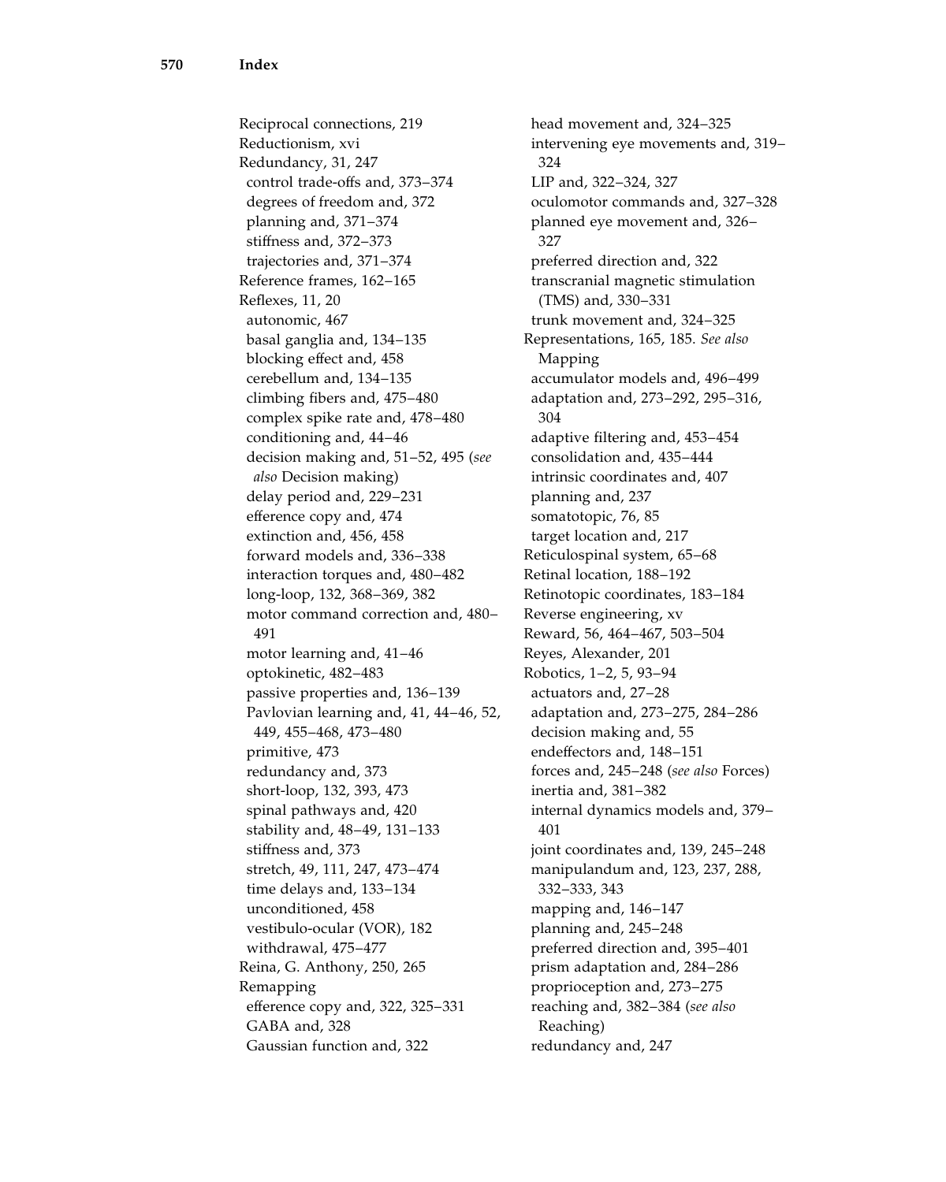Reciprocal connections, 219
Reductionism, xvi
Redundancy, 31, 247
 control trade-offs and, 373–374
 degrees of freedom and, 372
 planning and, 371–374
 stiffness and, 372–373
 trajectories and, 371–374
Reference frames, 162–165
Reflexes, 11, 20
 autonomic, 467
 basal ganglia and, 134–135
 blocking effect and, 458
 cerebellum and, 134–135
 climbing fibers and, 475–480
 complex spike rate and, 478–480
 conditioning and, 44–46
 decision making and, 51–52, 495 (*see also* Decision making)
 delay period and, 229–231
 efference copy and, 474
 extinction and, 456, 458
 forward models and, 336–338
 interaction torques and, 480–482
 long-loop, 132, 368–369, 382
 motor command correction and, 480–491
 motor learning and, 41–46
 optokinetic, 482–483
 passive properties and, 136–139
 Pavlovian learning and, 41, 44–46, 52, 449, 455–468, 473–480
 primitive, 473
 redundancy and, 373
 short-loop, 132, 393, 473
 spinal pathways and, 420
 stability and, 48–49, 131–133
 stiffness and, 373
 stretch, 49, 111, 247, 473–474
 time delays and, 133–134
 unconditioned, 458
 vestibulo-ocular (VOR), 182
 withdrawal, 475–477
Reina, G. Anthony, 250, 265
Remapping
 efference copy and, 322, 325–331
 GABA and, 328
 Gaussian function and, 322
 head movement and, 324–325
 intervening eye movements and, 319–324
 LIP and, 322–324, 327
 oculomotor commands and, 327–328
 planned eye movement and, 326–327
 preferred direction and, 322
 transcranial magnetic stimulation (TMS) and, 330–331
 trunk movement and, 324–325
Representations, 165, 185. *See also* Mapping
 accumulator models and, 496–499
 adaptation and, 273–292, 295–316, 304
 adaptive filtering and, 453–454
 consolidation and, 435–444
 intrinsic coordinates and, 407
 planning and, 237
 somatotopic, 76, 85
 target location and, 217
Reticulospinal system, 65–68
Retinal location, 188–192
Retinotopic coordinates, 183–184
Reverse engineering, xv
Reward, 56, 464–467, 503–504
Reyes, Alexander, 201
Robotics, 1–2, 5, 93–94
 actuators and, 27–28
 adaptation and, 273–275, 284–286
 decision making and, 55
 endeffectors and, 148–151
 forces and, 245–248 (*see also* Forces)
 inertia and, 381–382
 internal dynamics models and, 379–401
 joint coordinates and, 139, 245–248
 manipulandum and, 123, 237, 288, 332–333, 343
 mapping and, 146–147
 planning and, 245–248
 preferred direction and, 395–401
 prism adaptation and, 284–286
 proprioception and, 273–275
 reaching and, 382–384 (*see also* Reaching)
 redundancy and, 247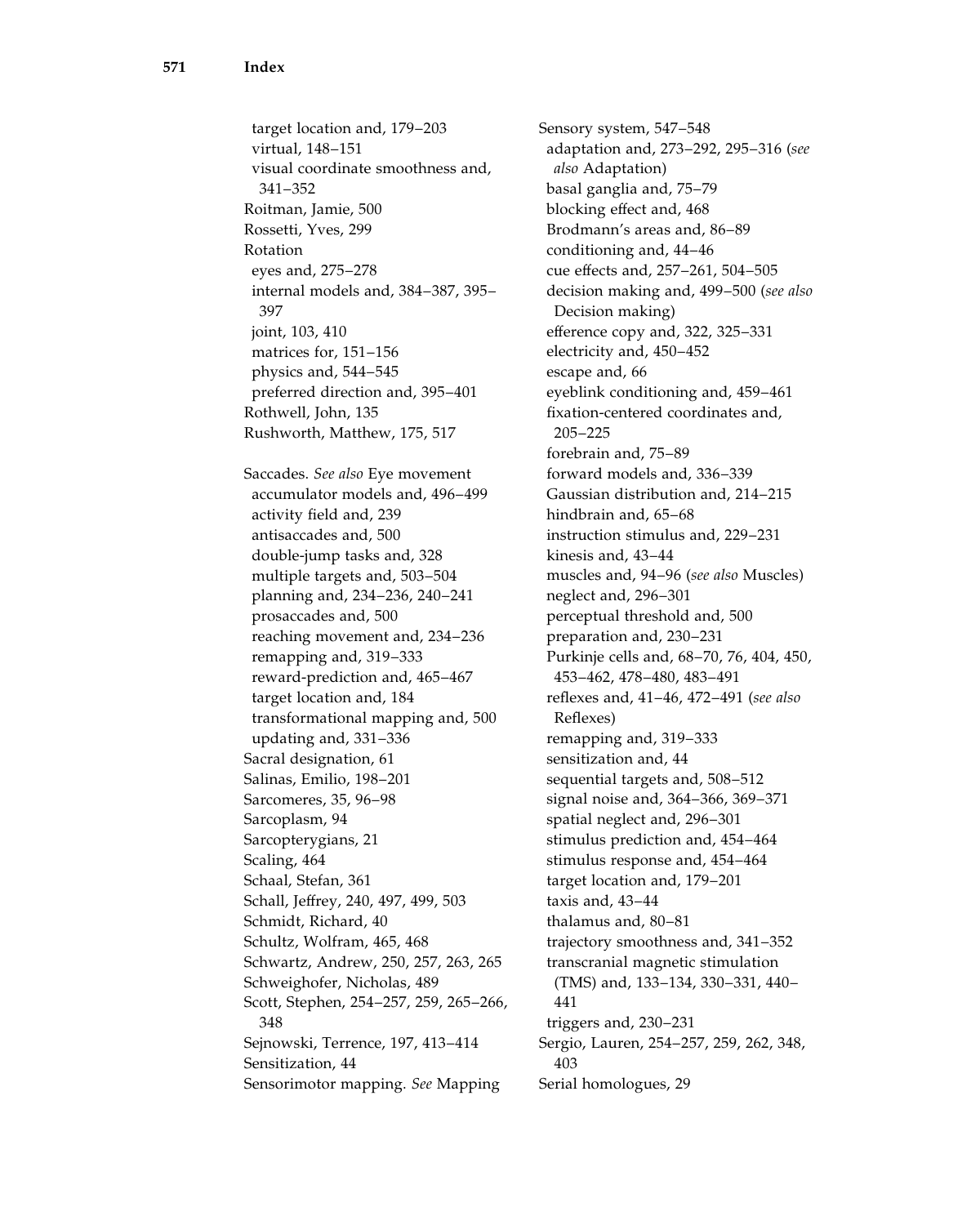target location and, 179–203
virtual, 148–151
visual coordinate smoothness and, 341–352

Roitman, Jamie, 500
Rossetti, Yves, 299
Rotation
- eyes and, 275–278
- internal models and, 384–387, 395–397
- joint, 103, 410
- matrices for, 151–156
- physics and, 544–545
- preferred direction and, 395–401

Rothwell, John, 135
Rushworth, Matthew, 175, 517

Saccades. *See also* Eye movement
- accumulator models and, 496–499
- activity field and, 239
- antisaccades and, 500
- double-jump tasks and, 328
- multiple targets and, 503–504
- planning and, 234–236, 240–241
- prosaccades and, 500
- reaching movement and, 234–236
- remapping and, 319–333
- reward-prediction and, 465–467
- target location and, 184
- transformational mapping and, 500
- updating and, 331–336

Sacral designation, 61
Salinas, Emilio, 198–201
Sarcomeres, 35, 96–98
Sarcoplasm, 94
Sarcopterygians, 21
Scaling, 464
Schaal, Stefan, 361
Schall, Jeffrey, 240, 497, 499, 503
Schmidt, Richard, 40
Schultz, Wolfram, 465, 468
Schwartz, Andrew, 250, 257, 263, 265
Schweighofer, Nicholas, 489
Scott, Stephen, 254–257, 259, 265–266, 348
Sejnowski, Terrence, 197, 413–414
Sensitization, 44
Sensorimotor mapping. *See* Mapping

Sensory system, 547–548
- adaptation and, 273–292, 295–316 (*see also* Adaptation)
- basal ganglia and, 75–79
- blocking effect and, 468
- Brodmann's areas and, 86–89
- conditioning and, 44–46
- cue effects and, 257–261, 504–505
- decision making and, 499–500 (*see also* Decision making)
- efference copy and, 322, 325–331
- electricity and, 450–452
- escape and, 66
- eyeblink conditioning and, 459–461
- fixation-centered coordinates and, 205–225
- forebrain and, 75–89
- forward models and, 336–339
- Gaussian distribution and, 214–215
- hindbrain and, 65–68
- instruction stimulus and, 229–231
- kinesis and, 43–44
- muscles and, 94–96 (*see also* Muscles)
- neglect and, 296–301
- perceptual threshold and, 500
- preparation and, 230–231
- Purkinje cells and, 68–70, 76, 404, 450, 453–462, 478–480, 483–491
- reflexes and, 41–46, 472–491 (*see also* Reflexes)
- remapping and, 319–333
- sensitization and, 44
- sequential targets and, 508–512
- signal noise and, 364–366, 369–371
- spatial neglect and, 296–301
- stimulus prediction and, 454–464
- stimulus response and, 454–464
- target location and, 179–201
- taxis and, 43–44
- thalamus and, 80–81
- trajectory smoothness and, 341–352
- transcranial magnetic stimulation (TMS) and, 133–134, 330–331, 440–441
- triggers and, 230–231

Sergio, Lauren, 254–257, 259, 262, 348, 403
Serial homologues, 29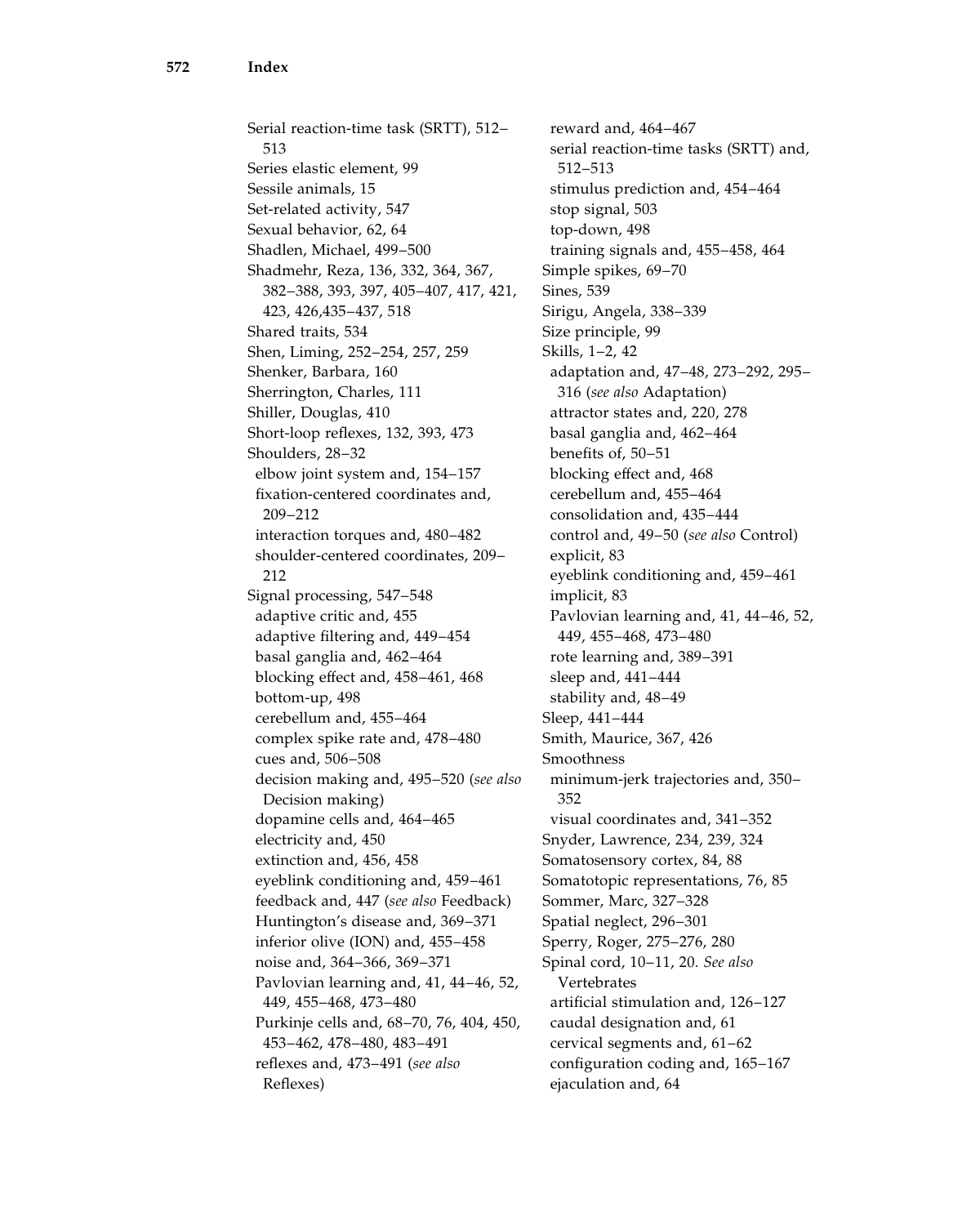Serial reaction-time task (SRTT), 512–513
Series elastic element, 99
Sessile animals, 15
Set-related activity, 547
Sexual behavior, 62, 64
Shadlen, Michael, 499–500
Shadmehr, Reza, 136, 332, 364, 367, 382–388, 393, 397, 405–407, 417, 421, 423, 426,435–437, 518
Shared traits, 534
Shen, Liming, 252–254, 257, 259
Shenker, Barbara, 160
Sherrington, Charles, 111
Shiller, Douglas, 410
Short-loop reflexes, 132, 393, 473
Shoulders, 28–32
  elbow joint system and, 154–157
  fixation-centered coordinates and, 209–212
  interaction torques and, 480–482
  shoulder-centered coordinates, 209–212
Signal processing, 547–548
  adaptive critic and, 455
  adaptive filtering and, 449–454
  basal ganglia and, 462–464
  blocking effect and, 458–461, 468
  bottom-up, 498
  cerebellum and, 455–464
  complex spike rate and, 478–480
  cues and, 506–508
  decision making and, 495–520 (*see also* Decision making)
  dopamine cells and, 464–465
  electricity and, 450
  extinction and, 456, 458
  eyeblink conditioning and, 459–461
  feedback and, 447 (*see also* Feedback)
  Huntington's disease and, 369–371
  inferior olive (ION) and, 455–458
  noise and, 364–366, 369–371
  Pavlovian learning and, 41, 44–46, 52, 449, 455–468, 473–480
  Purkinje cells and, 68–70, 76, 404, 450, 453–462, 478–480, 483–491
  reflexes and, 473–491 (*see also* Reflexes)
  reward and, 464–467
  serial reaction-time tasks (SRTT) and, 512–513
  stimulus prediction and, 454–464
  stop signal, 503
  top-down, 498
  training signals and, 455–458, 464
Simple spikes, 69–70
Sines, 539
Sirigu, Angela, 338–339
Size principle, 99
Skills, 1–2, 42
  adaptation and, 47–48, 273–292, 295–316 (*see also* Adaptation)
  attractor states and, 220, 278
  basal ganglia and, 462–464
  benefits of, 50–51
  blocking effect and, 468
  cerebellum and, 455–464
  consolidation and, 435–444
  control and, 49–50 (*see also* Control)
  explicit, 83
  eyeblink conditioning and, 459–461
  implicit, 83
  Pavlovian learning and, 41, 44–46, 52, 449, 455–468, 473–480
  rote learning and, 389–391
  sleep and, 441–444
  stability and, 48–49
Sleep, 441–444
Smith, Maurice, 367, 426
Smoothness
  minimum-jerk trajectories and, 350–352
  visual coordinates and, 341–352
Snyder, Lawrence, 234, 239, 324
Somatosensory cortex, 84, 88
Somatotopic representations, 76, 85
Sommer, Marc, 327–328
Spatial neglect, 296–301
Sperry, Roger, 275–276, 280
Spinal cord, 10–11, 20. *See also* Vertebrates
  artificial stimulation and, 126–127
  caudal designation and, 61
  cervical segments and, 61–62
  configuration coding and, 165–167
  ejaculation and, 64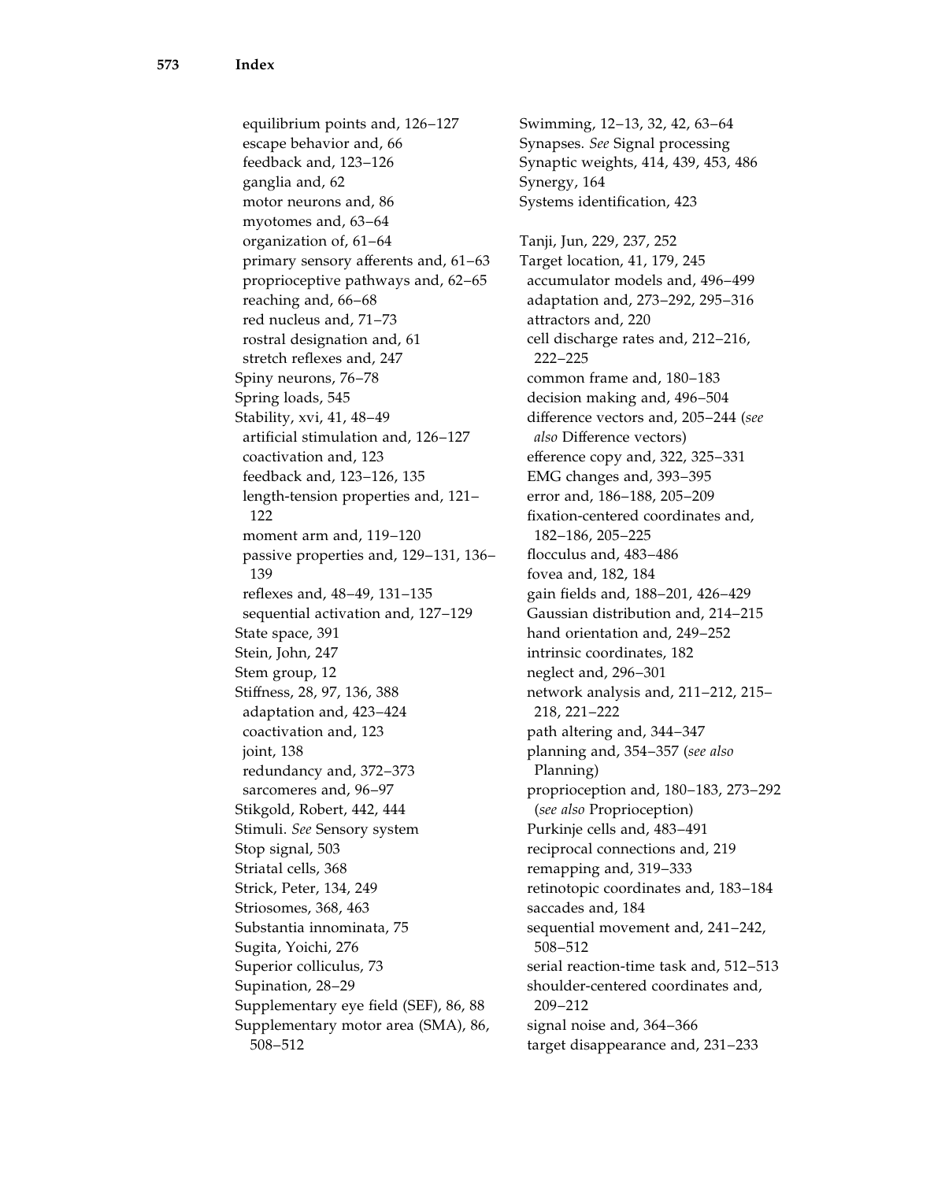equilibrium points and, 126–127
escape behavior and, 66
feedback and, 123–126
ganglia and, 62
motor neurons and, 86
myotomes and, 63–64
organization of, 61–64
primary sensory afferents and, 61–63
proprioceptive pathways and, 62–65
reaching and, 66–68
red nucleus and, 71–73
rostral designation and, 61
stretch reflexes and, 247

Spiny neurons, 76–78
Spring loads, 545
Stability, xvi, 41, 48–49
artificial stimulation and, 126–127
coactivation and, 123
feedback and, 123–126, 135
length-tension properties and, 121–122
moment arm and, 119–120
passive properties and, 129–131, 136–139
reflexes and, 48–49, 131–135
sequential activation and, 127–129

State space, 391
Stein, John, 247
Stem group, 12
Stiffness, 28, 97, 136, 388
adaptation and, 423–424
coactivation and, 123
joint, 138
redundancy and, 372–373
sarcomeres and, 96–97

Stikgold, Robert, 442, 444
Stimuli. *See* Sensory system
Stop signal, 503
Striatal cells, 368
Strick, Peter, 134, 249
Striosomes, 368, 463
Substantia innominata, 75
Sugita, Yoichi, 276
Superior colliculus, 73
Supination, 28–29
Supplementary eye field (SEF), 86, 88
Supplementary motor area (SMA), 86, 508–512

Swimming, 12–13, 32, 42, 63–64
Synapses. *See* Signal processing
Synaptic weights, 414, 439, 453, 486
Synergy, 164
Systems identification, 423

Tanji, Jun, 229, 237, 252
Target location, 41, 179, 245
accumulator models and, 496–499
adaptation and, 273–292, 295–316
attractors and, 220
cell discharge rates and, 212–216, 222–225
common frame and, 180–183
decision making and, 496–504
difference vectors and, 205–244 (*see also* Difference vectors)
efference copy and, 322, 325–331
EMG changes and, 393–395
error and, 186–188, 205–209
fixation-centered coordinates and, 182–186, 205–225
flocculus and, 483–486
fovea and, 182, 184
gain fields and, 188–201, 426–429
Gaussian distribution and, 214–215
hand orientation and, 249–252
intrinsic coordinates, 182
neglect and, 296–301
network analysis and, 211–212, 215–218, 221–222
path altering and, 344–347
planning and, 354–357 (*see also* Planning)
proprioception and, 180–183, 273–292 (*see also* Proprioception)
Purkinje cells and, 483–491
reciprocal connections and, 219
remapping and, 319–333
retinotopic coordinates and, 183–184
saccades and, 184
sequential movement and, 241–242, 508–512
serial reaction-time task and, 512–513
shoulder-centered coordinates and, 209–212
signal noise and, 364–366
target disappearance and, 231–233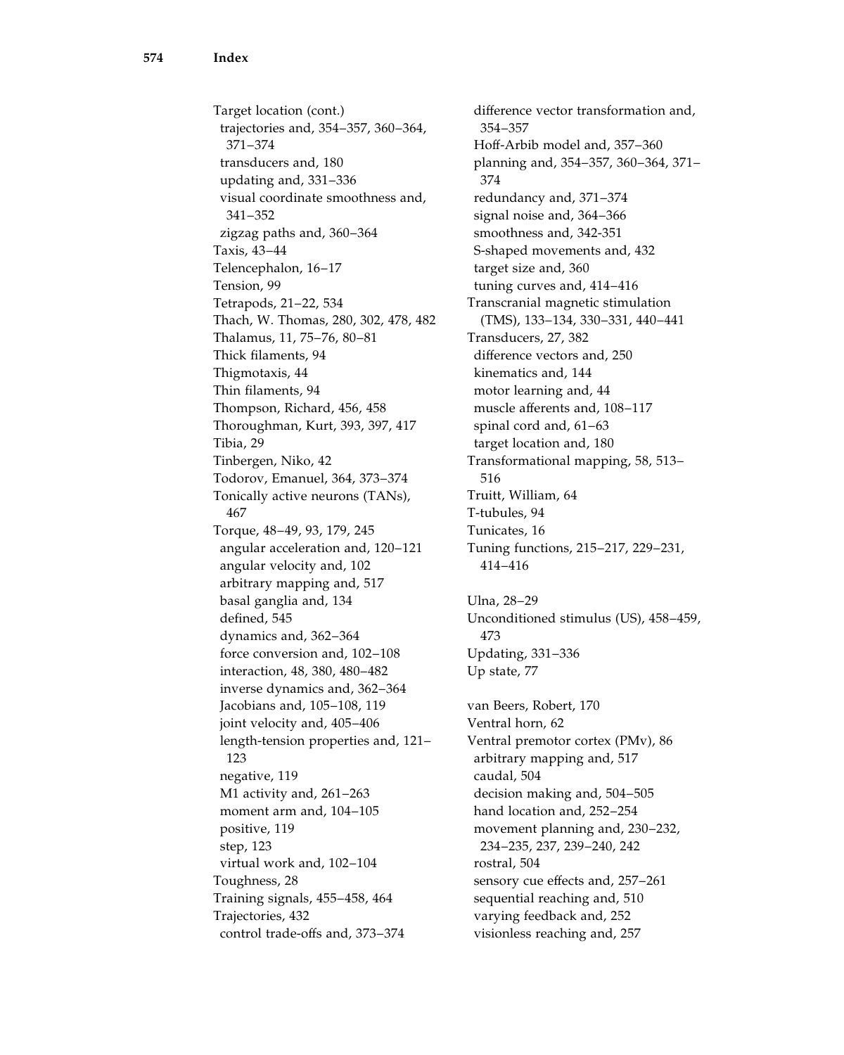Target location (cont.)
  trajectories and, 354–357, 360–364, 371–374
  transducers and, 180
  updating and, 331–336
  visual coordinate smoothness and, 341–352
  zigzag paths and, 360–364
Taxis, 43–44
Telencephalon, 16–17
Tension, 99
Tetrapods, 21–22, 534
Thach, W. Thomas, 280, 302, 478, 482
Thalamus, 11, 75–76, 80–81
Thick filaments, 94
Thigmotaxis, 44
Thin filaments, 94
Thompson, Richard, 456, 458
Thoroughman, Kurt, 393, 397, 417
Tibia, 29
Tinbergen, Niko, 42
Todorov, Emanuel, 364, 373–374
Tonically active neurons (TANs), 467
Torque, 48–49, 93, 179, 245
  angular acceleration and, 120–121
  angular velocity and, 102
  arbitrary mapping and, 517
  basal ganglia and, 134
  defined, 545
  dynamics and, 362–364
  force conversion and, 102–108
  interaction, 48, 380, 480–482
  inverse dynamics and, 362–364
  Jacobians and, 105–108, 119
  joint velocity and, 405–406
  length-tension properties and, 121–123
  negative, 119
  M1 activity and, 261–263
  moment arm and, 104–105
  positive, 119
  step, 123
  virtual work and, 102–104
Toughness, 28
Training signals, 455–458, 464
Trajectories, 432
  control trade-offs and, 373–374
  difference vector transformation and, 354–357
  Hoff-Arbib model and, 357–360
  planning and, 354–357, 360–364, 371–374
  redundancy and, 371–374
  signal noise and, 364–366
  smoothness and, 342-351
  S-shaped movements and, 432
  target size and, 360
  tuning curves and, 414–416
Transcranial magnetic stimulation (TMS), 133–134, 330–331, 440–441
Transducers, 27, 382
  difference vectors and, 250
  kinematics and, 144
  motor learning and, 44
  muscle afferents and, 108–117
  spinal cord and, 61–63
  target location and, 180
Transformational mapping, 58, 513–516
Truitt, William, 64
T-tubules, 94
Tunicates, 16
Tuning functions, 215–217, 229–231, 414–416

Ulna, 28–29
Unconditioned stimulus (US), 458–459, 473
Updating, 331–336
Up state, 77

van Beers, Robert, 170
Ventral horn, 62
Ventral premotor cortex (PMv), 86
  arbitrary mapping and, 517
  caudal, 504
  decision making and, 504–505
  hand location and, 252–254
  movement planning and, 230–232, 234–235, 237, 239–240, 242
  rostral, 504
  sensory cue effects and, 257–261
  sequential reaching and, 510
  varying feedback and, 252
  visionless reaching and, 257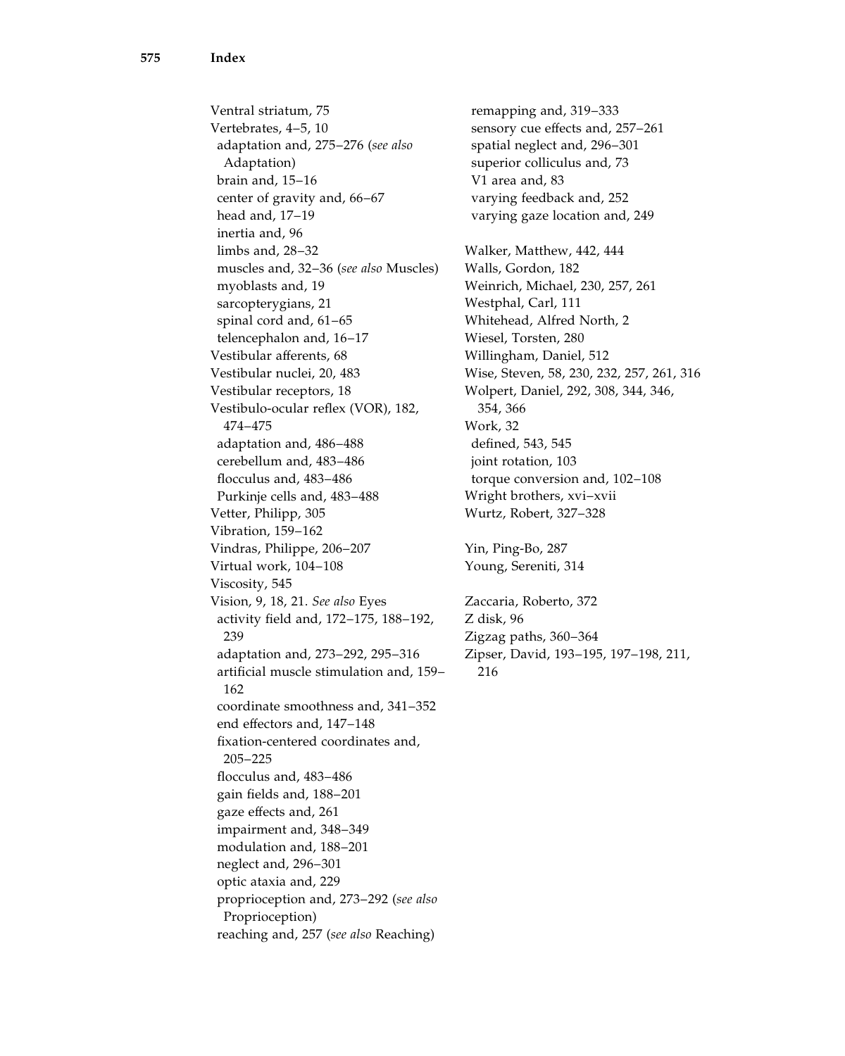Ventral striatum, 75
Vertebrates, 4–5, 10
  adaptation and, 275–276 (*see also* Adaptation)
  brain and, 15–16
  center of gravity and, 66–67
  head and, 17–19
  inertia and, 96
  limbs and, 28–32
  muscles and, 32–36 (*see also* Muscles)
  myoblasts and, 19
  sarcopterygians, 21
  spinal cord and, 61–65
  telencephalon and, 16–17
Vestibular afferents, 68
Vestibular nuclei, 20, 483
Vestibular receptors, 18
Vestibulo-ocular reflex (VOR), 182, 474–475
  adaptation and, 486–488
  cerebellum and, 483–486
  flocculus and, 483–486
  Purkinje cells and, 483–488
Vetter, Philipp, 305
Vibration, 159–162
Vindras, Philippe, 206–207
Virtual work, 104–108
Viscosity, 545
Vision, 9, 18, 21. *See also* Eyes
  activity field and, 172–175, 188–192, 239
  adaptation and, 273–292, 295–316
  artificial muscle stimulation and, 159–162
  coordinate smoothness and, 341–352
  end effectors and, 147–148
  fixation-centered coordinates and, 205–225
  flocculus and, 483–486
  gain fields and, 188–201
  gaze effects and, 261
  impairment and, 348–349
  modulation and, 188–201
  neglect and, 296–301
  optic ataxia and, 229
  proprioception and, 273–292 (*see also* Proprioception)
  reaching and, 257 (*see also* Reaching)
  remapping and, 319–333
  sensory cue effects and, 257–261
  spatial neglect and, 296–301
  superior colliculus and, 73
  V1 area and, 83
  varying feedback and, 252
  varying gaze location and, 249

Walker, Matthew, 442, 444
Walls, Gordon, 182
Weinrich, Michael, 230, 257, 261
Westphal, Carl, 111
Whitehead, Alfred North, 2
Wiesel, Torsten, 280
Willingham, Daniel, 512
Wise, Steven, 58, 230, 232, 257, 261, 316
Wolpert, Daniel, 292, 308, 344, 346, 354, 366
Work, 32
  defined, 543, 545
  joint rotation, 103
  torque conversion and, 102–108
Wright brothers, xvi–xvii
Wurtz, Robert, 327–328

Yin, Ping-Bo, 287
Young, Sereniti, 314

Zaccaria, Roberto, 372
Z disk, 96
Zigzag paths, 360–364
Zipser, David, 193–195, 197–198, 211, 216